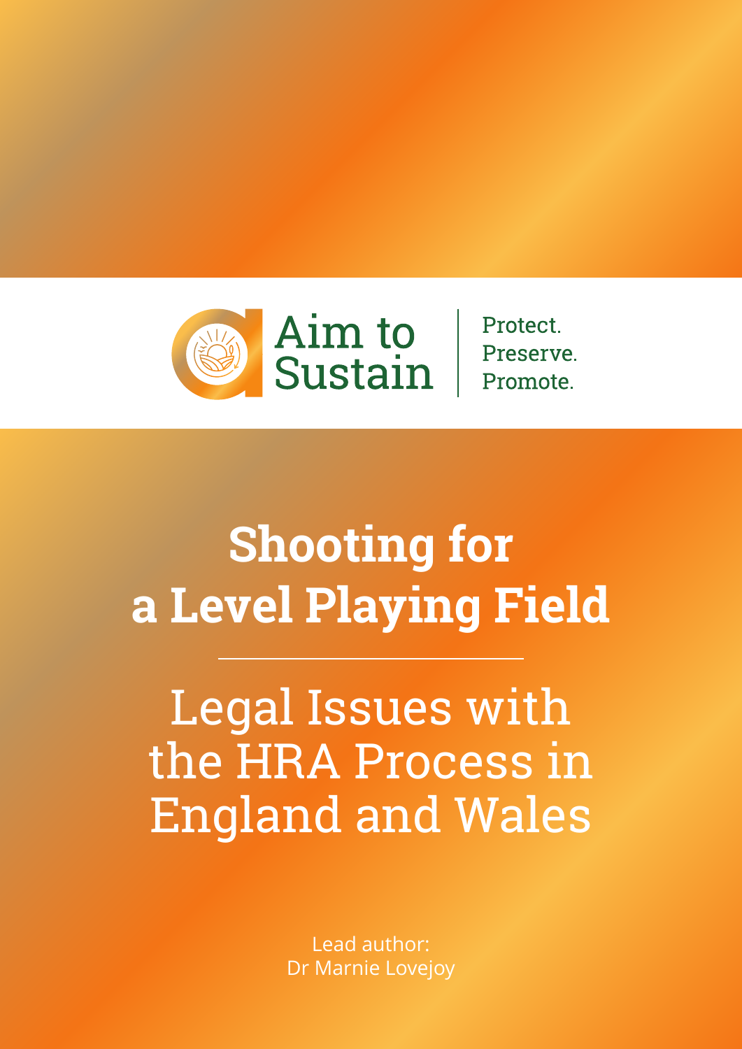Aim to Sustain

Protect.
Preserve.
Promote.

# Shooting for a Level Playing Field

## Legal Issues with the HRA Process in England and Wales

Lead author:
Dr Marnie Lovejoy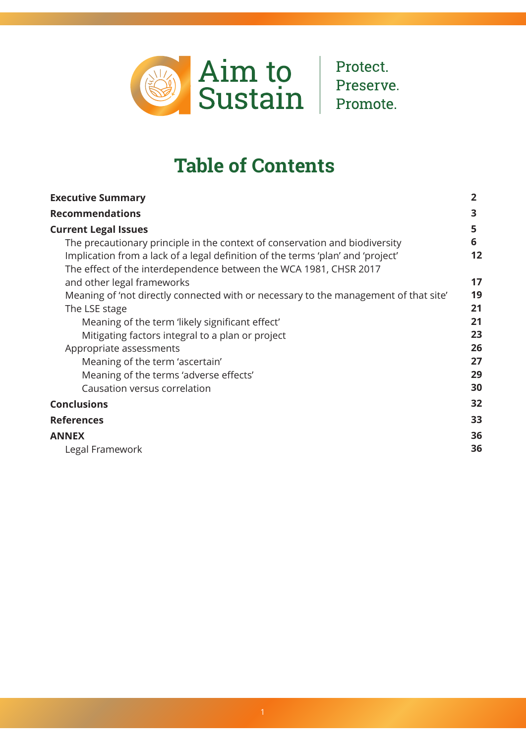Aim to Sustain

Protect.
Preserve.
Promote.

# Table of Contents

| | |
|---|---|
| **Executive Summary** | **2** |
| **Recommendations** | **3** |
| **Current Legal Issues** | **5** |
| The precautionary principle in the context of conservation and biodiversity | **6** |
| Implication from a lack of a legal definition of the terms 'plan' and 'project' | **12** |
| The effect of the interdependence between the WCA 1981, CHSR 2017 and other legal frameworks | **17** |
| Meaning of 'not directly connected with or necessary to the management of that site' | **19** |
| The LSE stage | **21** |
| Meaning of the term 'likely significant effect' | **21** |
| Mitigating factors integral to a plan or project | **23** |
| Appropriate assessments | **26** |
| Meaning of the term 'ascertain' | **27** |
| Meaning of the terms 'adverse effects' | **29** |
| Causation versus correlation | **30** |
| **Conclusions** | **32** |
| **References** | **33** |
| **ANNEX** | **36** |
| Legal Framework | **36** |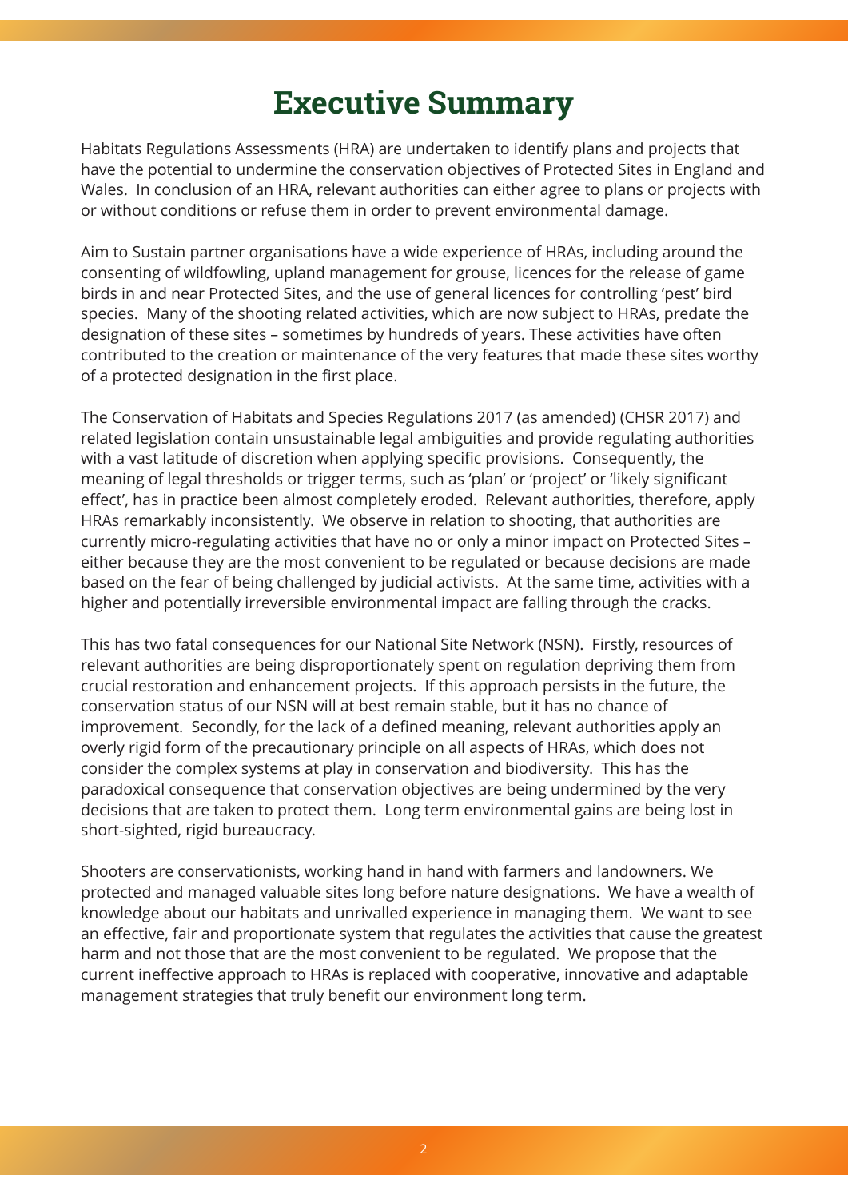# Executive Summary

Habitats Regulations Assessments (HRA) are undertaken to identify plans and projects that have the potential to undermine the conservation objectives of Protected Sites in England and Wales. In conclusion of an HRA, relevant authorities can either agree to plans or projects with or without conditions or refuse them in order to prevent environmental damage.

Aim to Sustain partner organisations have a wide experience of HRAs, including around the consenting of wildfowling, upland management for grouse, licences for the release of game birds in and near Protected Sites, and the use of general licences for controlling 'pest' bird species. Many of the shooting related activities, which are now subject to HRAs, predate the designation of these sites – sometimes by hundreds of years. These activities have often contributed to the creation or maintenance of the very features that made these sites worthy of a protected designation in the first place.

The Conservation of Habitats and Species Regulations 2017 (as amended) (CHSR 2017) and related legislation contain unsustainable legal ambiguities and provide regulating authorities with a vast latitude of discretion when applying specific provisions. Consequently, the meaning of legal thresholds or trigger terms, such as 'plan' or 'project' or 'likely significant effect', has in practice been almost completely eroded. Relevant authorities, therefore, apply HRAs remarkably inconsistently. We observe in relation to shooting, that authorities are currently micro-regulating activities that have no or only a minor impact on Protected Sites – either because they are the most convenient to be regulated or because decisions are made based on the fear of being challenged by judicial activists. At the same time, activities with a higher and potentially irreversible environmental impact are falling through the cracks.

This has two fatal consequences for our National Site Network (NSN). Firstly, resources of relevant authorities are being disproportionately spent on regulation depriving them from crucial restoration and enhancement projects. If this approach persists in the future, the conservation status of our NSN will at best remain stable, but it has no chance of improvement. Secondly, for the lack of a defined meaning, relevant authorities apply an overly rigid form of the precautionary principle on all aspects of HRAs, which does not consider the complex systems at play in conservation and biodiversity. This has the paradoxical consequence that conservation objectives are being undermined by the very decisions that are taken to protect them. Long term environmental gains are being lost in short-sighted, rigid bureaucracy.

Shooters are conservationists, working hand in hand with farmers and landowners. We protected and managed valuable sites long before nature designations. We have a wealth of knowledge about our habitats and unrivalled experience in managing them. We want to see an effective, fair and proportionate system that regulates the activities that cause the greatest harm and not those that are the most convenient to be regulated. We propose that the current ineffective approach to HRAs is replaced with cooperative, innovative and adaptable management strategies that truly benefit our environment long term.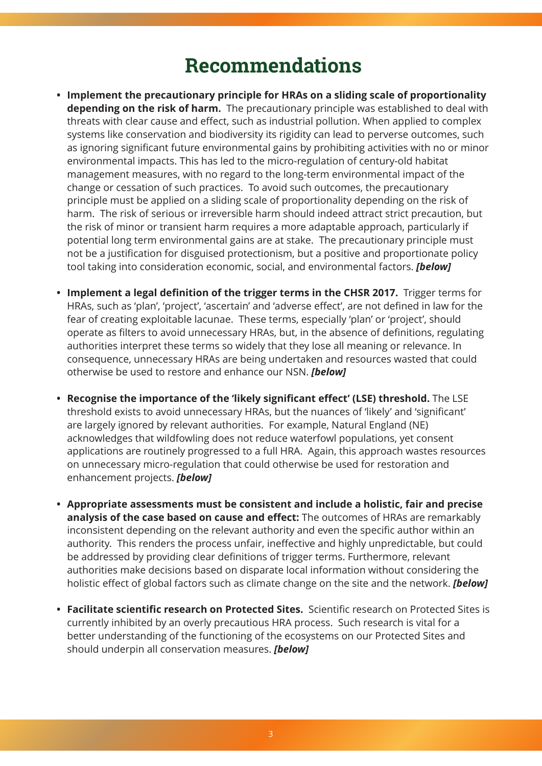# Recommendations

- **Implement the precautionary principle for HRAs on a sliding scale of proportionality depending on the risk of harm.** The precautionary principle was established to deal with threats with clear cause and effect, such as industrial pollution. When applied to complex systems like conservation and biodiversity its rigidity can lead to perverse outcomes, such as ignoring significant future environmental gains by prohibiting activities with no or minor environmental impacts. This has led to the micro-regulation of century-old habitat management measures, with no regard to the long-term environmental impact of the change or cessation of such practices. To avoid such outcomes, the precautionary principle must be applied on a sliding scale of proportionality depending on the risk of harm. The risk of serious or irreversible harm should indeed attract strict precaution, but the risk of minor or transient harm requires a more adaptable approach, particularly if potential long term environmental gains are at stake. The precautionary principle must not be a justification for disguised protectionism, but a positive and proportionate policy tool taking into consideration economic, social, and environmental factors. ***[below]***

- **Implement a legal definition of the trigger terms in the CHSR 2017.** Trigger terms for HRAs, such as 'plan', 'project', 'ascertain' and 'adverse effect', are not defined in law for the fear of creating exploitable lacunae. These terms, especially 'plan' or 'project', should operate as filters to avoid unnecessary HRAs, but, in the absence of definitions, regulating authorities interpret these terms so widely that they lose all meaning or relevance. In consequence, unnecessary HRAs are being undertaken and resources wasted that could otherwise be used to restore and enhance our NSN. ***[below]***

- **Recognise the importance of the 'likely significant effect' (LSE) threshold.** The LSE threshold exists to avoid unnecessary HRAs, but the nuances of 'likely' and 'significant' are largely ignored by relevant authorities. For example, Natural England (NE) acknowledges that wildfowling does not reduce waterfowl populations, yet consent applications are routinely progressed to a full HRA. Again, this approach wastes resources on unnecessary micro-regulation that could otherwise be used for restoration and enhancement projects. ***[below]***

- **Appropriate assessments must be consistent and include a holistic, fair and precise analysis of the case based on cause and effect:** The outcomes of HRAs are remarkably inconsistent depending on the relevant authority and even the specific author within an authority. This renders the process unfair, ineffective and highly unpredictable, but could be addressed by providing clear definitions of trigger terms. Furthermore, relevant authorities make decisions based on disparate local information without considering the holistic effect of global factors such as climate change on the site and the network. ***[below]***

- **Facilitate scientific research on Protected Sites.** Scientific research on Protected Sites is currently inhibited by an overly precautious HRA process. Such research is vital for a better understanding of the functioning of the ecosystems on our Protected Sites and should underpin all conservation measures. ***[below]***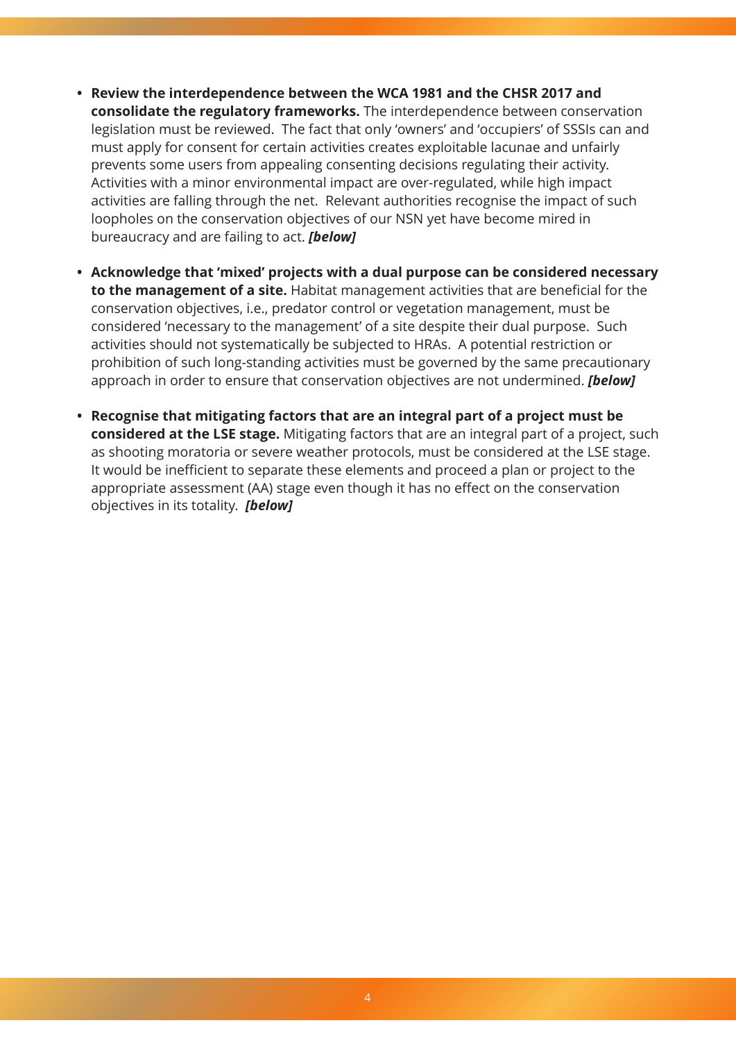- **Review the interdependence between the WCA 1981 and the CHSR 2017 and consolidate the regulatory frameworks.** The interdependence between conservation legislation must be reviewed. The fact that only 'owners' and 'occupiers' of SSSIs can and must apply for consent for certain activities creates exploitable lacunae and unfairly prevents some users from appealing consenting decisions regulating their activity. Activities with a minor environmental impact are over-regulated, while high impact activities are falling through the net. Relevant authorities recognise the impact of such loopholes on the conservation objectives of our NSN yet have become mired in bureaucracy and are failing to act. ***[below]***

- **Acknowledge that 'mixed' projects with a dual purpose can be considered necessary to the management of a site.** Habitat management activities that are beneficial for the conservation objectives, i.e., predator control or vegetation management, must be considered 'necessary to the management' of a site despite their dual purpose. Such activities should not systematically be subjected to HRAs. A potential restriction or prohibition of such long-standing activities must be governed by the same precautionary approach in order to ensure that conservation objectives are not undermined. ***[below]***

- **Recognise that mitigating factors that are an integral part of a project must be considered at the LSE stage.** Mitigating factors that are an integral part of a project, such as shooting moratoria or severe weather protocols, must be considered at the LSE stage. It would be inefficient to separate these elements and proceed a plan or project to the appropriate assessment (AA) stage even though it has no effect on the conservation objectives in its totality. ***[below]***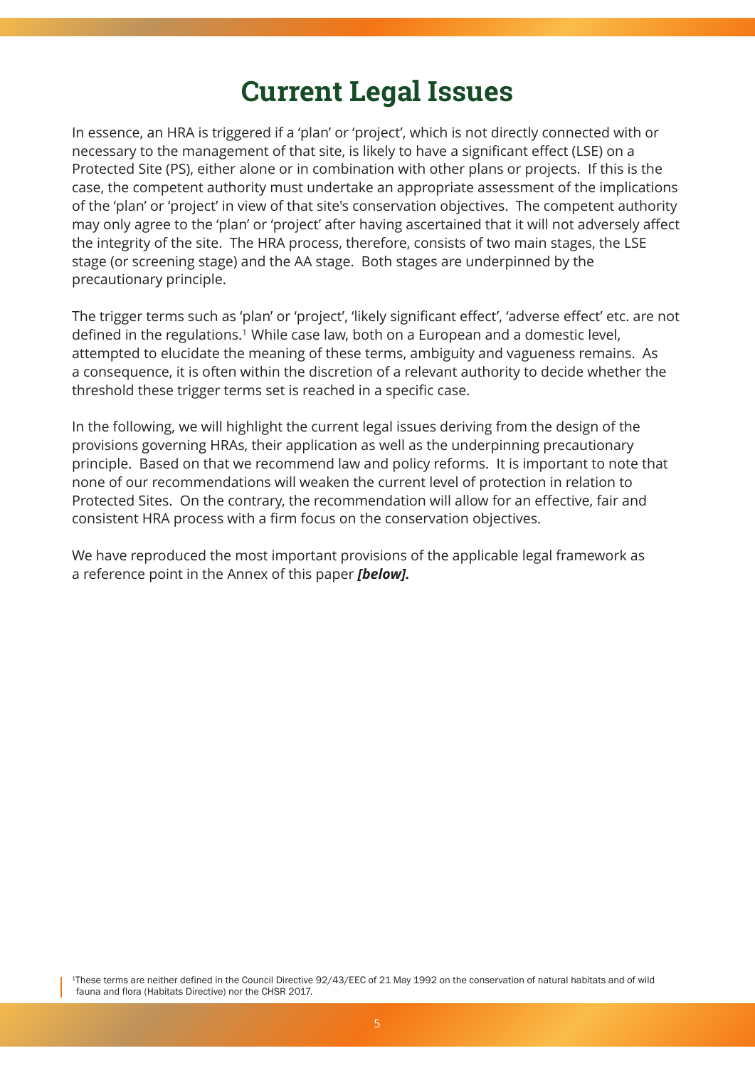# Current Legal Issues

In essence, an HRA is triggered if a 'plan' or 'project', which is not directly connected with or necessary to the management of that site, is likely to have a significant effect (LSE) on a Protected Site (PS), either alone or in combination with other plans or projects. If this is the case, the competent authority must undertake an appropriate assessment of the implications of the 'plan' or 'project' in view of that site's conservation objectives. The competent authority may only agree to the 'plan' or 'project' after having ascertained that it will not adversely affect the integrity of the site. The HRA process, therefore, consists of two main stages, the LSE stage (or screening stage) and the AA stage. Both stages are underpinned by the precautionary principle.

The trigger terms such as 'plan' or 'project', 'likely significant effect', 'adverse effect' etc. are not defined in the regulations.[1] While case law, both on a European and a domestic level, attempted to elucidate the meaning of these terms, ambiguity and vagueness remains. As a consequence, it is often within the discretion of a relevant authority to decide whether the threshold these trigger terms set is reached in a specific case.

In the following, we will highlight the current legal issues deriving from the design of the provisions governing HRAs, their application as well as the underpinning precautionary principle. Based on that we recommend law and policy reforms. It is important to note that none of our recommendations will weaken the current level of protection in relation to Protected Sites. On the contrary, the recommendation will allow for an effective, fair and consistent HRA process with a firm focus on the conservation objectives.

We have reproduced the most important provisions of the applicable legal framework as a reference point in the Annex of this paper ***[below].***

[1] These terms are neither defined in the Council Directive 92/43/EEC of 21 May 1992 on the conservation of natural habitats and of wild fauna and flora (Habitats Directive) nor the CHSR 2017.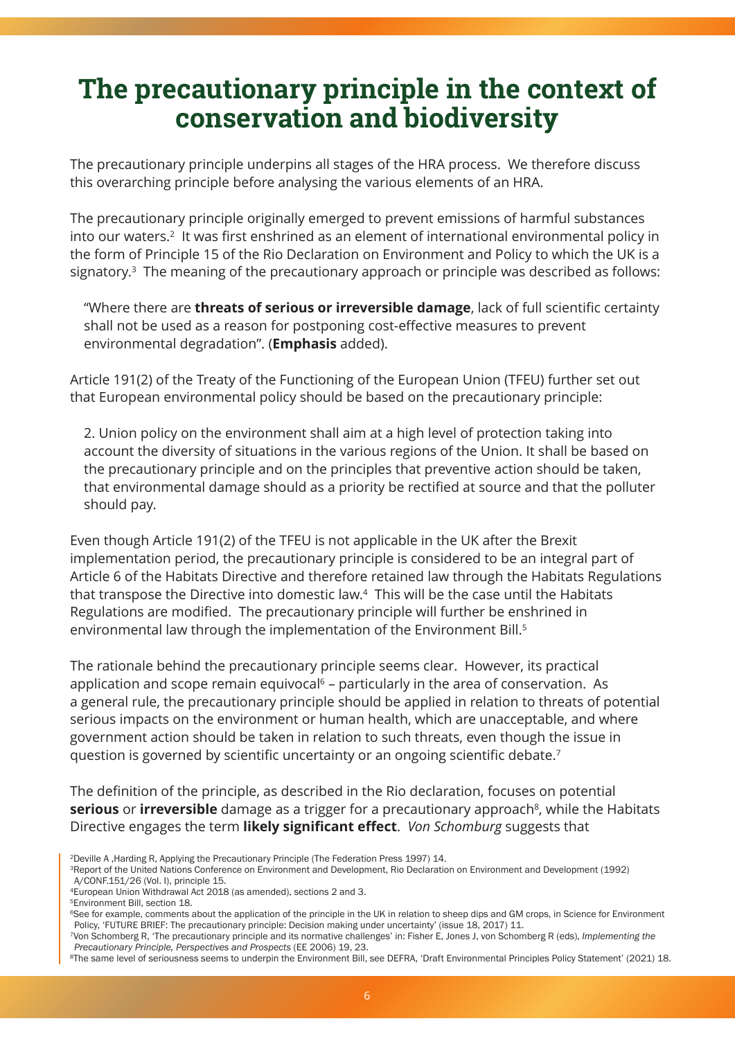# The precautionary principle in the context of conservation and biodiversity

The precautionary principle underpins all stages of the HRA process. We therefore discuss this overarching principle before analysing the various elements of an HRA.

The precautionary principle originally emerged to prevent emissions of harmful substances into our waters.[2] It was first enshrined as an element of international environmental policy in the form of Principle 15 of the Rio Declaration on Environment and Policy to which the UK is a signatory.[3] The meaning of the precautionary approach or principle was described as follows:

> "Where there are **threats of serious or irreversible damage**, lack of full scientific certainty shall not be used as a reason for postponing cost-effective measures to prevent environmental degradation". (**Emphasis** added).

Article 191(2) of the Treaty of the Functioning of the European Union (TFEU) further set out that European environmental policy should be based on the precautionary principle:

> 2. Union policy on the environment shall aim at a high level of protection taking into account the diversity of situations in the various regions of the Union. It shall be based on the precautionary principle and on the principles that preventive action should be taken, that environmental damage should as a priority be rectified at source and that the polluter should pay.

Even though Article 191(2) of the TFEU is not applicable in the UK after the Brexit implementation period, the precautionary principle is considered to be an integral part of Article 6 of the Habitats Directive and therefore retained law through the Habitats Regulations that transpose the Directive into domestic law.[4] This will be the case until the Habitats Regulations are modified. The precautionary principle will further be enshrined in environmental law through the implementation of the Environment Bill.[5]

The rationale behind the precautionary principle seems clear. However, its practical application and scope remain equivocal[6] – particularly in the area of conservation. As a general rule, the precautionary principle should be applied in relation to threats of potential serious impacts on the environment or human health, which are unacceptable, and where government action should be taken in relation to such threats, even though the issue in question is governed by scientific uncertainty or an ongoing scientific debate.[7]

The definition of the principle, as described in the Rio declaration, focuses on potential **serious** or **irreversible** damage as a trigger for a precautionary approach[8], while the Habitats Directive engages the term **likely significant effect**. *Von Schomburg* suggests that

[2] Deville A ,Harding R, Applying the Precautionary Principle (The Federation Press 1997) 14.

[3] Report of the United Nations Conference on Environment and Development, Rio Declaration on Environment and Development (1992) A/CONF.151/26 (Vol. I), principle 15.

[4] European Union Withdrawal Act 2018 (as amended), sections 2 and 3.

[5] Environment Bill, section 18.

[6] See for example, comments about the application of the principle in the UK in relation to sheep dips and GM crops, in Science for Environment Policy, 'FUTURE BRIEF: The precautionary principle: Decision making under uncertainty' (issue 18, 2017) 11.

[7] Von Schomberg R, 'The precautionary principle and its normative challenges' in: Fisher E, Jones J, von Schomberg R (eds), *Implementing the Precautionary Principle, Perspectives and Prospects* (EE 2006) 19, 23.

[8] The same level of seriousness seems to underpin the Environment Bill, see DEFRA, 'Draft Environmental Principles Policy Statement' (2021) 18.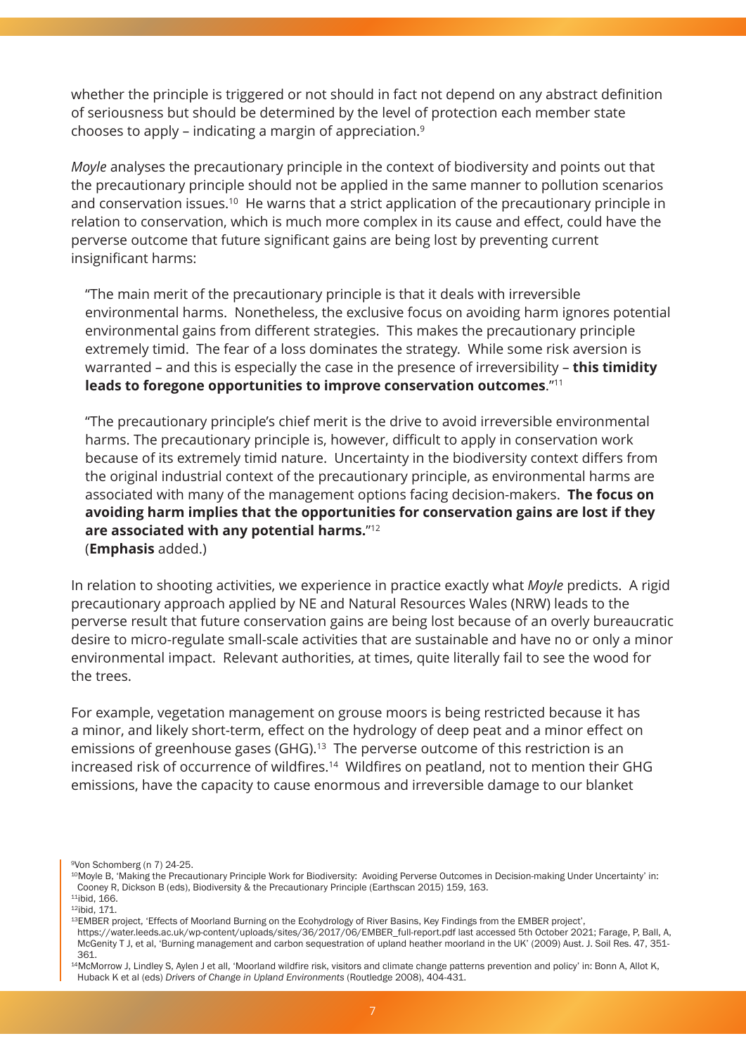whether the principle is triggered or not should in fact not depend on any abstract definition of seriousness but should be determined by the level of protection each member state chooses to apply – indicating a margin of appreciation.[9]

*Moyle* analyses the precautionary principle in the context of biodiversity and points out that the precautionary principle should not be applied in the same manner to pollution scenarios and conservation issues.[10] He warns that a strict application of the precautionary principle in relation to conservation, which is much more complex in its cause and effect, could have the perverse outcome that future significant gains are being lost by preventing current insignificant harms:

> "The main merit of the precautionary principle is that it deals with irreversible environmental harms. Nonetheless, the exclusive focus on avoiding harm ignores potential environmental gains from different strategies. This makes the precautionary principle extremely timid. The fear of a loss dominates the strategy. While some risk aversion is warranted – and this is especially the case in the presence of irreversibility – **this timidity leads to foregone opportunities to improve conservation outcomes**."[11]
>
> "The precautionary principle's chief merit is the drive to avoid irreversible environmental harms. The precautionary principle is, however, difficult to apply in conservation work because of its extremely timid nature. Uncertainty in the biodiversity context differs from the original industrial context of the precautionary principle, as environmental harms are associated with many of the management options facing decision-makers. **The focus on avoiding harm implies that the opportunities for conservation gains are lost if they are associated with any potential harms.**"[12]
> (**Emphasis** added.)

In relation to shooting activities, we experience in practice exactly what *Moyle* predicts. A rigid precautionary approach applied by NE and Natural Resources Wales (NRW) leads to the perverse result that future conservation gains are being lost because of an overly bureaucratic desire to micro-regulate small-scale activities that are sustainable and have no or only a minor environmental impact. Relevant authorities, at times, quite literally fail to see the wood for the trees.

For example, vegetation management on grouse moors is being restricted because it has a minor, and likely short-term, effect on the hydrology of deep peat and a minor effect on emissions of greenhouse gases (GHG).[13] The perverse outcome of this restriction is an increased risk of occurrence of wildfires.[14] Wildfires on peatland, not to mention their GHG emissions, have the capacity to cause enormous and irreversible damage to our blanket

---

[9] Von Schomberg (n 7) 24-25.

[10] Moyle B, 'Making the Precautionary Principle Work for Biodiversity: Avoiding Perverse Outcomes in Decision-making Under Uncertainty' in: Cooney R, Dickson B (eds), Biodiversity & the Precautionary Principle (Earthscan 2015) 159, 163.

[11] ibid, 166.

[12] ibid, 171.

[13] EMBER project, 'Effects of Moorland Burning on the Ecohydrology of River Basins, Key Findings from the EMBER project', https://water.leeds.ac.uk/wp-content/uploads/sites/36/2017/06/EMBER_full-report.pdf last accessed 5th October 2021; Farage, P, Ball, A, McGenity T J, et al, 'Burning management and carbon sequestration of upland heather moorland in the UK' (2009) Aust. J. Soil Res. 47, 351-361.

[14] McMorrow J, Lindley S, Aylen J et all, 'Moorland wildfire risk, visitors and climate change patterns prevention and policy' in: Bonn A, Allot K, Huback K et al (eds) *Drivers of Change in Upland Environments* (Routledge 2008), 404-431.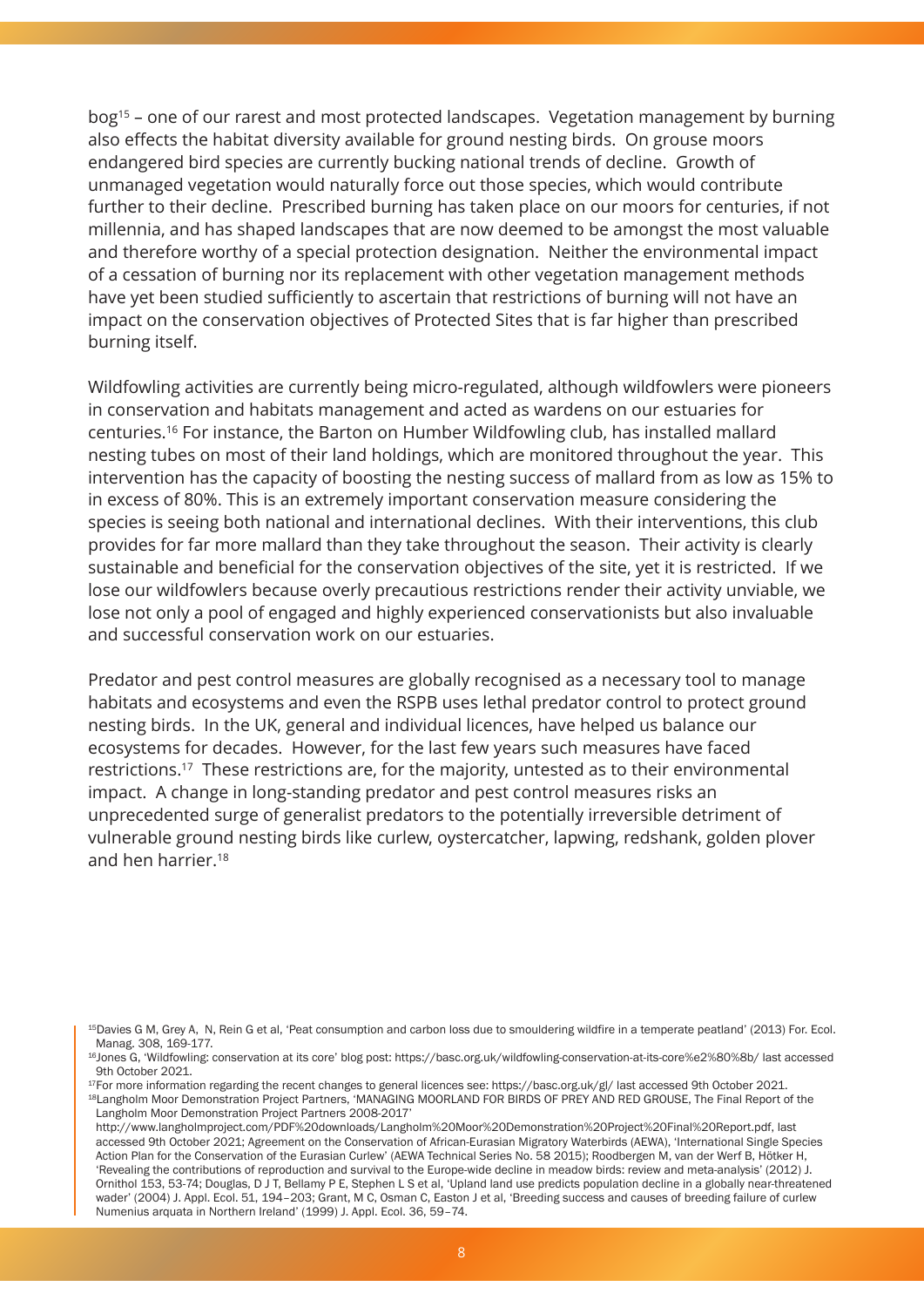bog[15] – one of our rarest and most protected landscapes. Vegetation management by burning also effects the habitat diversity available for ground nesting birds. On grouse moors endangered bird species are currently bucking national trends of decline. Growth of unmanaged vegetation would naturally force out those species, which would contribute further to their decline. Prescribed burning has taken place on our moors for centuries, if not millennia, and has shaped landscapes that are now deemed to be amongst the most valuable and therefore worthy of a special protection designation. Neither the environmental impact of a cessation of burning nor its replacement with other vegetation management methods have yet been studied sufficiently to ascertain that restrictions of burning will not have an impact on the conservation objectives of Protected Sites that is far higher than prescribed burning itself.

Wildfowling activities are currently being micro-regulated, although wildfowlers were pioneers in conservation and habitats management and acted as wardens on our estuaries for centuries.[16] For instance, the Barton on Humber Wildfowling club, has installed mallard nesting tubes on most of their land holdings, which are monitored throughout the year. This intervention has the capacity of boosting the nesting success of mallard from as low as 15% to in excess of 80%. This is an extremely important conservation measure considering the species is seeing both national and international declines. With their interventions, this club provides for far more mallard than they take throughout the season. Their activity is clearly sustainable and beneficial for the conservation objectives of the site, yet it is restricted. If we lose our wildfowlers because overly precautious restrictions render their activity unviable, we lose not only a pool of engaged and highly experienced conservationists but also invaluable and successful conservation work on our estuaries.

Predator and pest control measures are globally recognised as a necessary tool to manage habitats and ecosystems and even the RSPB uses lethal predator control to protect ground nesting birds. In the UK, general and individual licences, have helped us balance our ecosystems for decades. However, for the last few years such measures have faced restrictions.[17] These restrictions are, for the majority, untested as to their environmental impact. A change in long-standing predator and pest control measures risks an unprecedented surge of generalist predators to the potentially irreversible detriment of vulnerable ground nesting birds like curlew, oystercatcher, lapwing, redshank, golden plover and hen harrier.[18]

---

[15] Davies G M, Grey A, N, Rein G et al, 'Peat consumption and carbon loss due to smouldering wildfire in a temperate peatland' (2013) For. Ecol. Manag. 308, 169-177.

[16] Jones G, 'Wildfowling: conservation at its core' blog post: https://basc.org.uk/wildfowling-conservation-at-its-core%e2%80%8b/ last accessed 9th October 2021.

[17] For more information regarding the recent changes to general licences see: https://basc.org.uk/gl/ last accessed 9th October 2021.

[18] Langholm Moor Demonstration Project Partners, 'MANAGING MOORLAND FOR BIRDS OF PREY AND RED GROUSE, The Final Report of the Langholm Moor Demonstration Project Partners 2008-2017' http://www.langholmproject.com/PDF%20downloads/Langholm%20Moor%20Demonstration%20Project%20Final%20Report.pdf, last accessed 9th October 2021; Agreement on the Conservation of African-Eurasian Migratory Waterbirds (AEWA), 'International Single Species Action Plan for the Conservation of the Eurasian Curlew' (AEWA Technical Series No. 58 2015); Roodbergen M, van der Werf B, Hötker H, 'Revealing the contributions of reproduction and survival to the Europe-wide decline in meadow birds: review and meta-analysis' (2012) J. Ornithol 153, 53-74; Douglas, D J T, Bellamy P E, Stephen L S et al, 'Upland land use predicts population decline in a globally near-threatened wader' (2004) J. Appl. Ecol. 51, 194–203; Grant, M C, Osman C, Easton J et al, 'Breeding success and causes of breeding failure of curlew Numenius arquata in Northern Ireland' (1999) J. Appl. Ecol. 36, 59–74.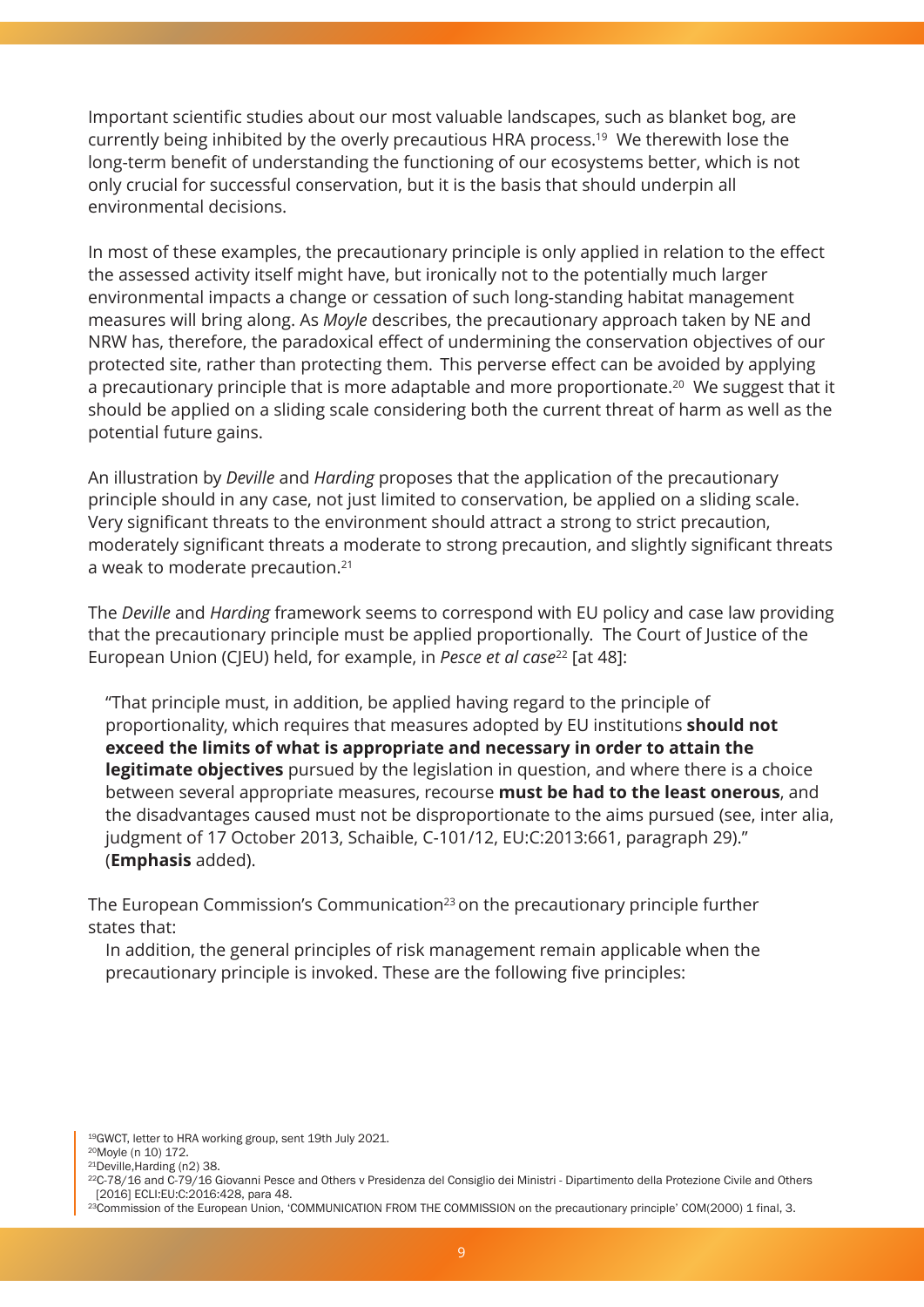Important scientific studies about our most valuable landscapes, such as blanket bog, are currently being inhibited by the overly precautious HRA process.[19] We therewith lose the long-term benefit of understanding the functioning of our ecosystems better, which is not only crucial for successful conservation, but it is the basis that should underpin all environmental decisions.

In most of these examples, the precautionary principle is only applied in relation to the effect the assessed activity itself might have, but ironically not to the potentially much larger environmental impacts a change or cessation of such long-standing habitat management measures will bring along. As *Moyle* describes, the precautionary approach taken by NE and NRW has, therefore, the paradoxical effect of undermining the conservation objectives of our protected site, rather than protecting them. This perverse effect can be avoided by applying a precautionary principle that is more adaptable and more proportionate.[20] We suggest that it should be applied on a sliding scale considering both the current threat of harm as well as the potential future gains.

An illustration by *Deville* and *Harding* proposes that the application of the precautionary principle should in any case, not just limited to conservation, be applied on a sliding scale. Very significant threats to the environment should attract a strong to strict precaution, moderately significant threats a moderate to strong precaution, and slightly significant threats a weak to moderate precaution.[21]

The *Deville* and *Harding* framework seems to correspond with EU policy and case law providing that the precautionary principle must be applied proportionally. The Court of Justice of the European Union (CJEU) held, for example, in *Pesce et al case*[22] [at 48]:

> "That principle must, in addition, be applied having regard to the principle of proportionality, which requires that measures adopted by EU institutions **should not exceed the limits of what is appropriate and necessary in order to attain the legitimate objectives** pursued by the legislation in question, and where there is a choice between several appropriate measures, recourse **must be had to the least onerous**, and the disadvantages caused must not be disproportionate to the aims pursued (see, inter alia, judgment of 17 October 2013, Schaible, C-101/12, EU:C:2013:661, paragraph 29)." (**Emphasis** added).

The European Commission's Communication[23] on the precautionary principle further states that:

> In addition, the general principles of risk management remain applicable when the precautionary principle is invoked. These are the following five principles:

[19] GWCT, letter to HRA working group, sent 19th July 2021.
[20] Moyle (n 10) 172.
[21] Deville,Harding (n2) 38.
[22] C-78/16 and C-79/16 Giovanni Pesce and Others v Presidenza del Consiglio dei Ministri - Dipartimento della Protezione Civile and Others [2016] ECLI:EU:C:2016:428, para 48.
[23] Commission of the European Union, 'COMMUNICATION FROM THE COMMISSION on the precautionary principle' COM(2000) 1 final, 3.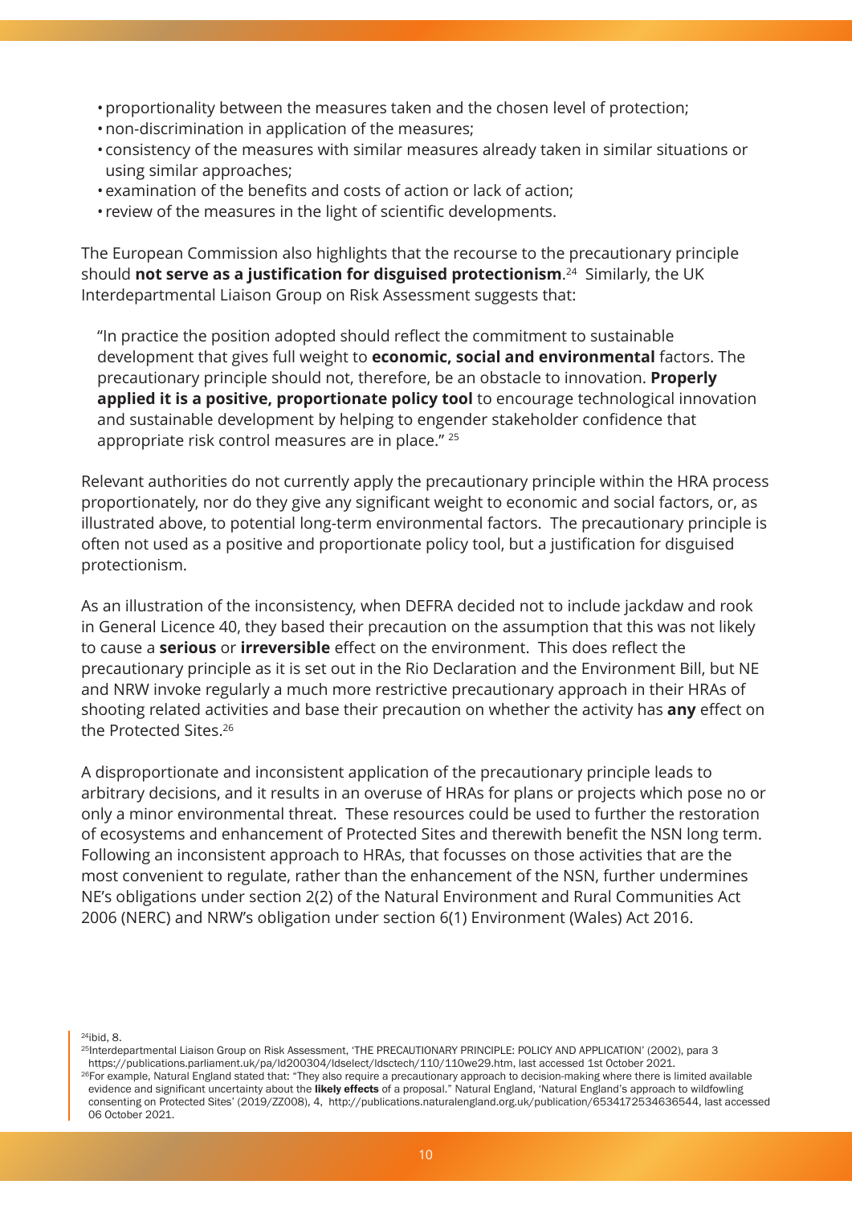- proportionality between the measures taken and the chosen level of protection;
- non-discrimination in application of the measures;
- consistency of the measures with similar measures already taken in similar situations or using similar approaches;
- examination of the benefits and costs of action or lack of action;
- review of the measures in the light of scientific developments.

The European Commission also highlights that the recourse to the precautionary principle should **not serve as a justification for disguised protectionism**.[24] Similarly, the UK Interdepartmental Liaison Group on Risk Assessment suggests that:

> "In practice the position adopted should reflect the commitment to sustainable development that gives full weight to **economic, social and environmental** factors. The precautionary principle should not, therefore, be an obstacle to innovation. **Properly applied it is a positive, proportionate policy tool** to encourage technological innovation and sustainable development by helping to engender stakeholder confidence that appropriate risk control measures are in place." [25]

Relevant authorities do not currently apply the precautionary principle within the HRA process proportionately, nor do they give any significant weight to economic and social factors, or, as illustrated above, to potential long-term environmental factors. The precautionary principle is often not used as a positive and proportionate policy tool, but a justification for disguised protectionism.

As an illustration of the inconsistency, when DEFRA decided not to include jackdaw and rook in General Licence 40, they based their precaution on the assumption that this was not likely to cause a **serious** or **irreversible** effect on the environment. This does reflect the precautionary principle as it is set out in the Rio Declaration and the Environment Bill, but NE and NRW invoke regularly a much more restrictive precautionary approach in their HRAs of shooting related activities and base their precaution on whether the activity has **any** effect on the Protected Sites.[26]

A disproportionate and inconsistent application of the precautionary principle leads to arbitrary decisions, and it results in an overuse of HRAs for plans or projects which pose no or only a minor environmental threat. These resources could be used to further the restoration of ecosystems and enhancement of Protected Sites and therewith benefit the NSN long term. Following an inconsistent approach to HRAs, that focusses on those activities that are the most convenient to regulate, rather than the enhancement of the NSN, further undermines NE's obligations under section 2(2) of the Natural Environment and Rural Communities Act 2006 (NERC) and NRW's obligation under section 6(1) Environment (Wales) Act 2016.

---

[24] ibid, 8.

[25] Interdepartmental Liaison Group on Risk Assessment, 'THE PRECAUTIONARY PRINCIPLE: POLICY AND APPLICATION' (2002), para 3 https://publications.parliament.uk/pa/ld200304/ldselect/ldsctech/110/110we29.htm, last accessed 1st October 2021.

[26] For example, Natural England stated that: "They also require a precautionary approach to decision-making where there is limited available evidence and significant uncertainty about the **likely effects** of a proposal." Natural England, 'Natural England's approach to wildfowling consenting on Protected Sites' (2019/ZZ008), 4, http://publications.naturalengland.org.uk/publication/6534172534636544, last accessed 06 October 2021.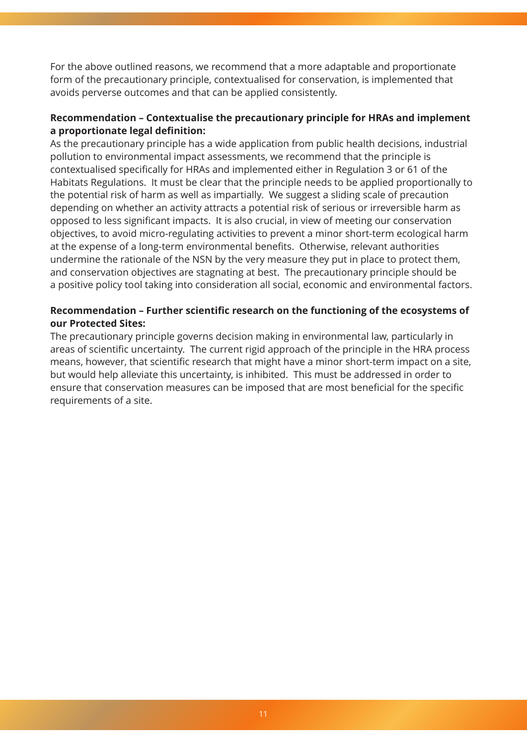For the above outlined reasons, we recommend that a more adaptable and proportionate form of the precautionary principle, contextualised for conservation, is implemented that avoids perverse outcomes and that can be applied consistently.

**Recommendation – Contextualise the precautionary principle for HRAs and implement a proportionate legal definition:**

As the precautionary principle has a wide application from public health decisions, industrial pollution to environmental impact assessments, we recommend that the principle is contextualised specifically for HRAs and implemented either in Regulation 3 or 61 of the Habitats Regulations. It must be clear that the principle needs to be applied proportionally to the potential risk of harm as well as impartially. We suggest a sliding scale of precaution depending on whether an activity attracts a potential risk of serious or irreversible harm as opposed to less significant impacts. It is also crucial, in view of meeting our conservation objectives, to avoid micro-regulating activities to prevent a minor short-term ecological harm at the expense of a long-term environmental benefits. Otherwise, relevant authorities undermine the rationale of the NSN by the very measure they put in place to protect them, and conservation objectives are stagnating at best. The precautionary principle should be a positive policy tool taking into consideration all social, economic and environmental factors.

**Recommendation – Further scientific research on the functioning of the ecosystems of our Protected Sites:**

The precautionary principle governs decision making in environmental law, particularly in areas of scientific uncertainty. The current rigid approach of the principle in the HRA process means, however, that scientific research that might have a minor short-term impact on a site, but would help alleviate this uncertainty, is inhibited. This must be addressed in order to ensure that conservation measures can be imposed that are most beneficial for the specific requirements of a site.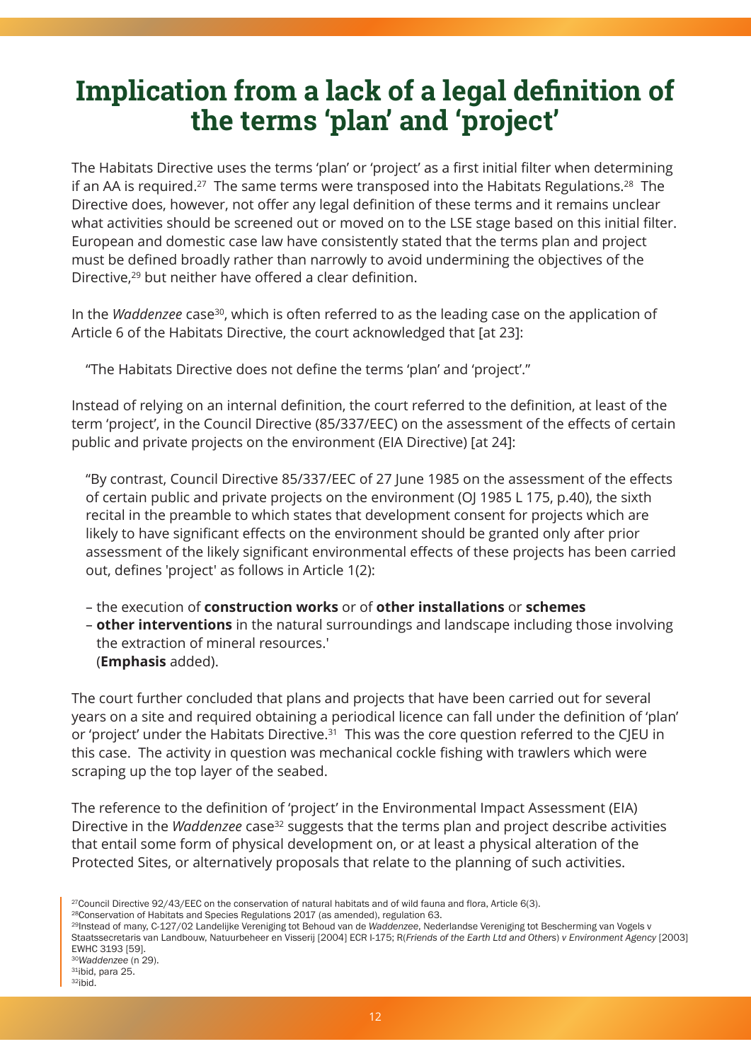# Implication from a lack of a legal definition of the terms 'plan' and 'project'

The Habitats Directive uses the terms 'plan' or 'project' as a first initial filter when determining if an AA is required.[27] The same terms were transposed into the Habitats Regulations.[28] The Directive does, however, not offer any legal definition of these terms and it remains unclear what activities should be screened out or moved on to the LSE stage based on this initial filter. European and domestic case law have consistently stated that the terms plan and project must be defined broadly rather than narrowly to avoid undermining the objectives of the Directive,[29] but neither have offered a clear definition.

In the *Waddenzee* case[30], which is often referred to as the leading case on the application of Article 6 of the Habitats Directive, the court acknowledged that [at 23]:

> "The Habitats Directive does not define the terms 'plan' and 'project'."

Instead of relying on an internal definition, the court referred to the definition, at least of the term 'project', in the Council Directive (85/337/EEC) on the assessment of the effects of certain public and private projects on the environment (EIA Directive) [at 24]:

> "By contrast, Council Directive 85/337/EEC of 27 June 1985 on the assessment of the effects of certain public and private projects on the environment (OJ 1985 L 175, p.40), the sixth recital in the preamble to which states that development consent for projects which are likely to have significant effects on the environment should be granted only after prior assessment of the likely significant environmental effects of these projects has been carried out, defines 'project' as follows in Article 1(2):
>
> – the execution of **construction works** or of **other installations** or **schemes**
> – **other interventions** in the natural surroundings and landscape including those involving the extraction of mineral resources.'
> (**Emphasis** added).

The court further concluded that plans and projects that have been carried out for several years on a site and required obtaining a periodical licence can fall under the definition of 'plan' or 'project' under the Habitats Directive.[31] This was the core question referred to the CJEU in this case. The activity in question was mechanical cockle fishing with trawlers which were scraping up the top layer of the seabed.

The reference to the definition of 'project' in the Environmental Impact Assessment (EIA) Directive in the *Waddenzee* case[32] suggests that the terms plan and project describe activities that entail some form of physical development on, or at least a physical alteration of the Protected Sites, or alternatively proposals that relate to the planning of such activities.

---

[27] Council Directive 92/43/EEC on the conservation of natural habitats and of wild fauna and flora, Article 6(3).
[28] Conservation of Habitats and Species Regulations 2017 (as amended), regulation 63.
[29] Instead of many, C-127/02 Landelijke Vereniging tot Behoud van de *Waddenzee*, Nederlandse Vereniging tot Bescherming van Vogels v Staatssecretaris van Landbouw, Natuurbeheer en Visserij [2004] ECR I-175; R(*Friends of the Earth Ltd and Others*) *v Environment Agency* [2003] EWHC 3193 [59].
[30] *Waddenzee* (n 29).
[31] ibid, para 25.
[32] ibid.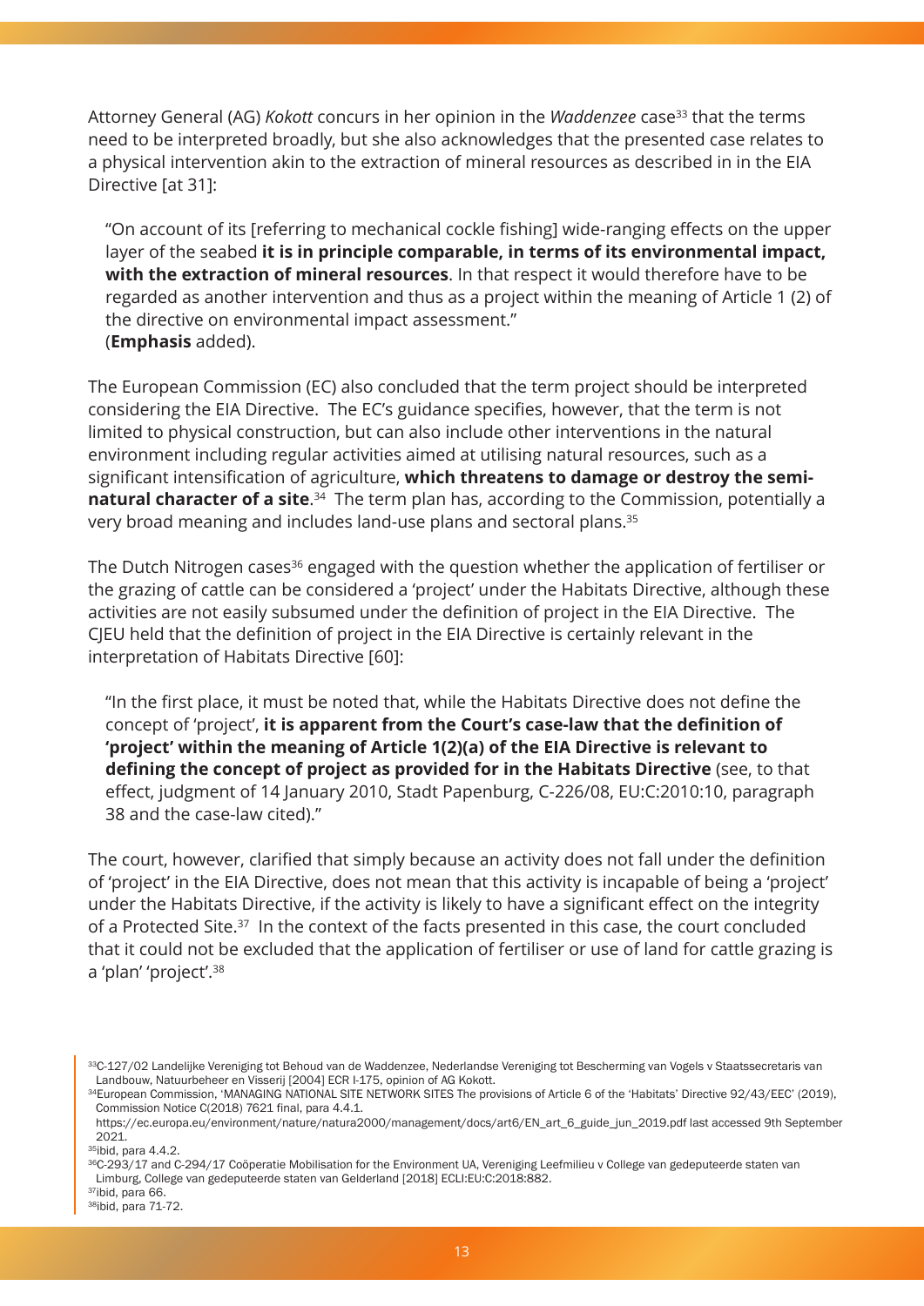Attorney General (AG) *Kokott* concurs in her opinion in the *Waddenzee* case[33] that the terms need to be interpreted broadly, but she also acknowledges that the presented case relates to a physical intervention akin to the extraction of mineral resources as described in in the EIA Directive [at 31]:

> "On account of its [referring to mechanical cockle fishing] wide-ranging effects on the upper layer of the seabed **it is in principle comparable, in terms of its environmental impact, with the extraction of mineral resources**. In that respect it would therefore have to be regarded as another intervention and thus as a project within the meaning of Article 1 (2) of the directive on environmental impact assessment."
> (**Emphasis** added).

The European Commission (EC) also concluded that the term project should be interpreted considering the EIA Directive. The EC's guidance specifies, however, that the term is not limited to physical construction, but can also include other interventions in the natural environment including regular activities aimed at utilising natural resources, such as a significant intensification of agriculture, **which threatens to damage or destroy the semi-natural character of a site**.[34] The term plan has, according to the Commission, potentially a very broad meaning and includes land-use plans and sectoral plans.[35]

The Dutch Nitrogen cases[36] engaged with the question whether the application of fertiliser or the grazing of cattle can be considered a 'project' under the Habitats Directive, although these activities are not easily subsumed under the definition of project in the EIA Directive. The CJEU held that the definition of project in the EIA Directive is certainly relevant in the interpretation of Habitats Directive [60]:

> "In the first place, it must be noted that, while the Habitats Directive does not define the concept of 'project', **it is apparent from the Court's case-law that the definition of 'project' within the meaning of Article 1(2)(a) of the EIA Directive is relevant to defining the concept of project as provided for in the Habitats Directive** (see, to that effect, judgment of 14 January 2010, Stadt Papenburg, C-226/08, EU:C:2010:10, paragraph 38 and the case-law cited)."

The court, however, clarified that simply because an activity does not fall under the definition of 'project' in the EIA Directive, does not mean that this activity is incapable of being a 'project' under the Habitats Directive, if the activity is likely to have a significant effect on the integrity of a Protected Site.[37] In the context of the facts presented in this case, the court concluded that it could not be excluded that the application of fertiliser or use of land for cattle grazing is a 'plan' 'project'.[38]

---

[33] C-127/02 Landelijke Vereniging tot Behoud van de Waddenzee, Nederlandse Vereniging tot Bescherming van Vogels v Staatssecretaris van Landbouw, Natuurbeheer en Visserij [2004] ECR I-175, opinion of AG Kokott.

[34] European Commission, 'MANAGING NATIONAL SITE NETWORK SITES The provisions of Article 6 of the 'Habitats' Directive 92/43/EEC' (2019), Commission Notice C(2018) 7621 final, para 4.4.1. https://ec.europa.eu/environment/nature/natura2000/management/docs/art6/EN_art_6_guide_jun_2019.pdf last accessed 9th September 2021.

[35] ibid, para 4.4.2.

[36] C-293/17 and C-294/17 Coöperatie Mobilisation for the Environment UA, Vereniging Leefmilieu v College van gedeputeerde staten van Limburg, College van gedeputeerde staten van Gelderland [2018] ECLI:EU:C:2018:882.

[37] ibid, para 66.

[38] ibid, para 71-72.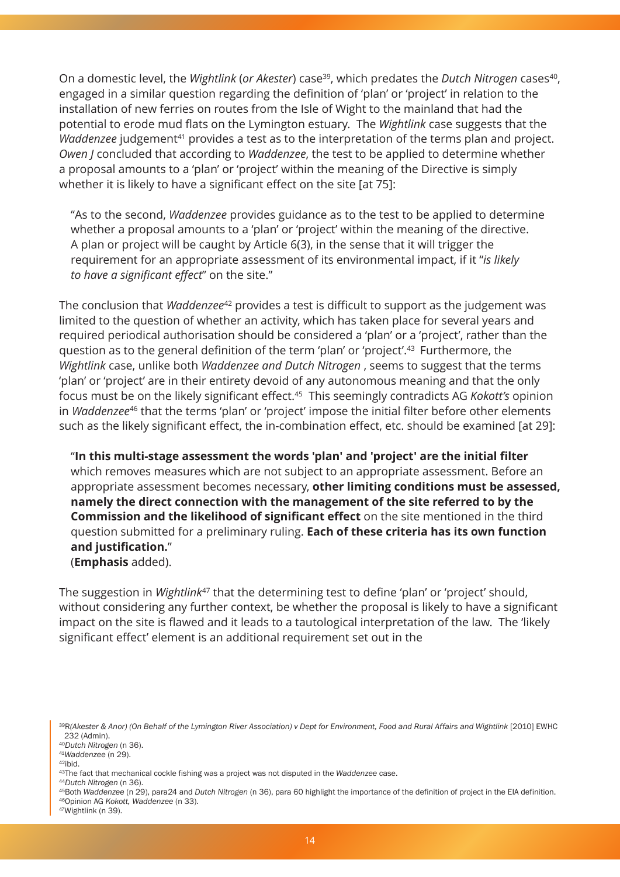On a domestic level, the *Wightlink* (*or Akester*) case[39], which predates the *Dutch Nitrogen* cases[40], engaged in a similar question regarding the definition of 'plan' or 'project' in relation to the installation of new ferries on routes from the Isle of Wight to the mainland that had the potential to erode mud flats on the Lymington estuary. The *Wightlink* case suggests that the *Waddenzee* judgement[41] provides a test as to the interpretation of the terms plan and project. *Owen J* concluded that according to *Waddenzee*, the test to be applied to determine whether a proposal amounts to a 'plan' or 'project' within the meaning of the Directive is simply whether it is likely to have a significant effect on the site [at 75]:

> "As to the second, *Waddenzee* provides guidance as to the test to be applied to determine whether a proposal amounts to a 'plan' or 'project' within the meaning of the directive. A plan or project will be caught by Article 6(3), in the sense that it will trigger the requirement for an appropriate assessment of its environmental impact, if it "*is likely to have a significant effect*" on the site."

The conclusion that *Waddenzee*[42] provides a test is difficult to support as the judgement was limited to the question of whether an activity, which has taken place for several years and required periodical authorisation should be considered a 'plan' or a 'project', rather than the question as to the general definition of the term 'plan' or 'project'.[43] Furthermore, the *Wightlink* case, unlike both *Waddenzee and Dutch Nitrogen* , seems to suggest that the terms 'plan' or 'project' are in their entirety devoid of any autonomous meaning and that the only focus must be on the likely significant effect.[45] This seemingly contradicts AG *Kokott's* opinion in *Waddenzee*[46] that the terms 'plan' or 'project' impose the initial filter before other elements such as the likely significant effect, the in-combination effect, etc. should be examined [at 29]:

> "**In this multi-stage assessment the words 'plan' and 'project' are the initial filter** which removes measures which are not subject to an appropriate assessment. Before an appropriate assessment becomes necessary, **other limiting conditions must be assessed, namely the direct connection with the management of the site referred to by the Commission and the likelihood of significant effect** on the site mentioned in the third question submitted for a preliminary ruling. **Each of these criteria has its own function and justification.**"
> (**Emphasis** added).

The suggestion in *Wightlink*[47] that the determining test to define 'plan' or 'project' should, without considering any further context, be whether the proposal is likely to have a significant impact on the site is flawed and it leads to a tautological interpretation of the law. The 'likely significant effect' element is an additional requirement set out in the

---

[39] R*(Akester & Anor) (On Behalf of the Lymington River Association) v Dept for Environment, Food and Rural Affairs and Wightlink* [2010] EWHC 232 (Admin).

[40] *Dutch Nitrogen* (n 36).

[41] *Waddenzee* (n 29).

[42] ibid.

[43] The fact that mechanical cockle fishing was a project was not disputed in the *Waddenzee* case.

[44] *Dutch Nitrogen* (n 36).

[45] Both *Waddenzee* (n 29), para24 and *Dutch Nitrogen* (n 36), para 60 highlight the importance of the definition of project in the EIA definition.

[46] Opinion AG *Kokott, Waddenzee* (n 33).

[47] Wightlink (n 39).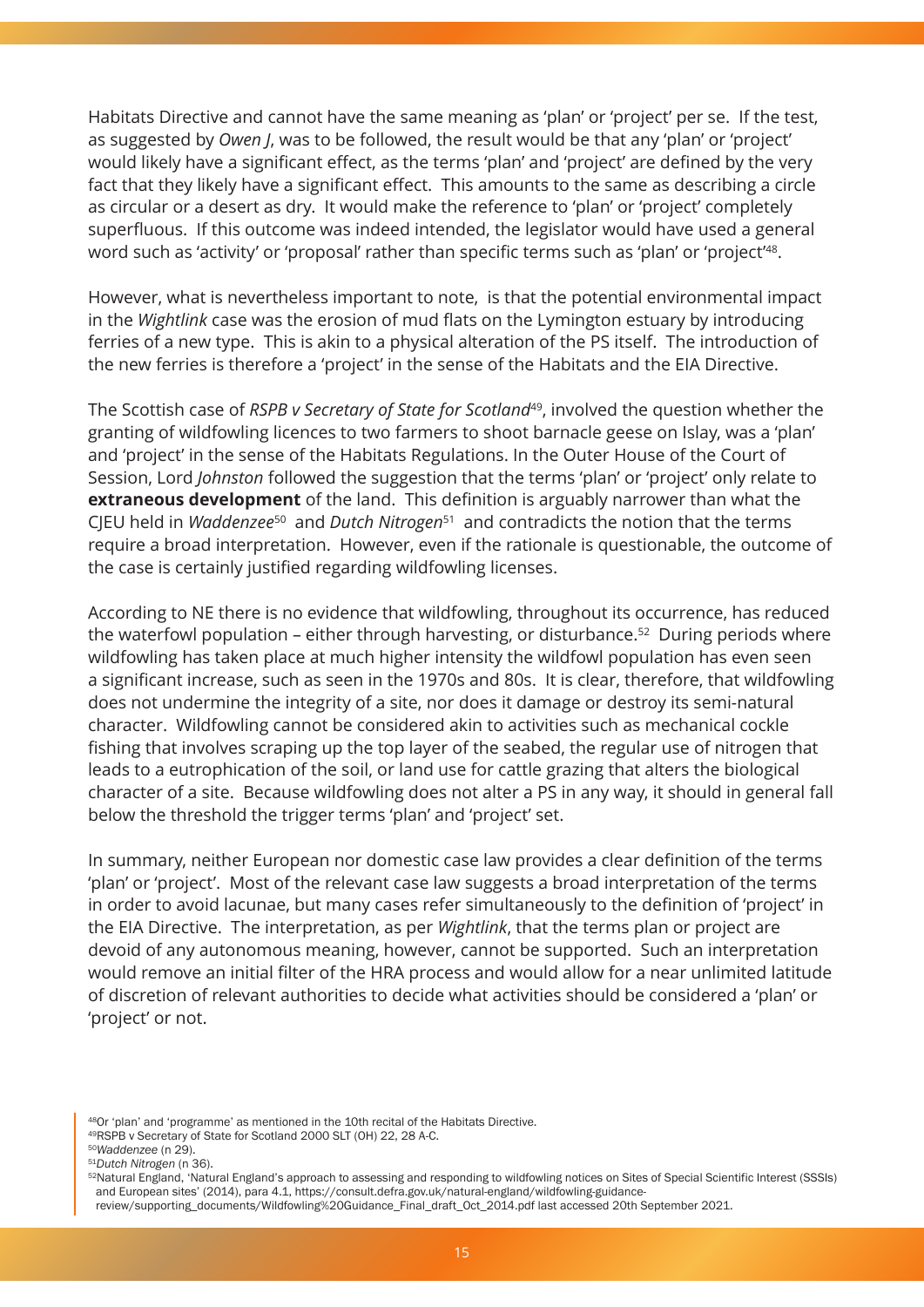Habitats Directive and cannot have the same meaning as 'plan' or 'project' per se. If the test, as suggested by *Owen J*, was to be followed, the result would be that any 'plan' or 'project' would likely have a significant effect, as the terms 'plan' and 'project' are defined by the very fact that they likely have a significant effect. This amounts to the same as describing a circle as circular or a desert as dry. It would make the reference to 'plan' or 'project' completely superfluous. If this outcome was indeed intended, the legislator would have used a general word such as 'activity' or 'proposal' rather than specific terms such as 'plan' or 'project'[48].

However, what is nevertheless important to note, is that the potential environmental impact in the *Wightlink* case was the erosion of mud flats on the Lymington estuary by introducing ferries of a new type. This is akin to a physical alteration of the PS itself. The introduction of the new ferries is therefore a 'project' in the sense of the Habitats and the EIA Directive.

The Scottish case of *RSPB v Secretary of State for Scotland*[49], involved the question whether the granting of wildfowling licences to two farmers to shoot barnacle geese on Islay, was a 'plan' and 'project' in the sense of the Habitats Regulations. In the Outer House of the Court of Session, Lord *Johnston* followed the suggestion that the terms 'plan' or 'project' only relate to **extraneous development** of the land. This definition is arguably narrower than what the CJEU held in *Waddenzee*[50] and *Dutch Nitrogen*[51] and contradicts the notion that the terms require a broad interpretation. However, even if the rationale is questionable, the outcome of the case is certainly justified regarding wildfowling licenses.

According to NE there is no evidence that wildfowling, throughout its occurrence, has reduced the waterfowl population – either through harvesting, or disturbance.[52] During periods where wildfowling has taken place at much higher intensity the wildfowl population has even seen a significant increase, such as seen in the 1970s and 80s. It is clear, therefore, that wildfowling does not undermine the integrity of a site, nor does it damage or destroy its semi-natural character. Wildfowling cannot be considered akin to activities such as mechanical cockle fishing that involves scraping up the top layer of the seabed, the regular use of nitrogen that leads to a eutrophication of the soil, or land use for cattle grazing that alters the biological character of a site. Because wildfowling does not alter a PS in any way, it should in general fall below the threshold the trigger terms 'plan' and 'project' set.

In summary, neither European nor domestic case law provides a clear definition of the terms 'plan' or 'project'. Most of the relevant case law suggests a broad interpretation of the terms in order to avoid lacunae, but many cases refer simultaneously to the definition of 'project' in the EIA Directive. The interpretation, as per *Wightlink*, that the terms plan or project are devoid of any autonomous meaning, however, cannot be supported. Such an interpretation would remove an initial filter of the HRA process and would allow for a near unlimited latitude of discretion of relevant authorities to decide what activities should be considered a 'plan' or 'project' or not.

---

[48] Or 'plan' and 'programme' as mentioned in the 10th recital of the Habitats Directive.
[49] RSPB v Secretary of State for Scotland 2000 SLT (OH) 22, 28 A-C.
[50] *Waddenzee* (n 29).
[51] *Dutch Nitrogen* (n 36).
[52] Natural England, 'Natural England's approach to assessing and responding to wildfowling notices on Sites of Special Scientific Interest (SSSIs) and European sites' (2014), para 4.1, https://consult.defra.gov.uk/natural-england/wildfowling-guidance-review/supporting_documents/Wildfowling%20Guidance_Final_draft_Oct_2014.pdf last accessed 20th September 2021.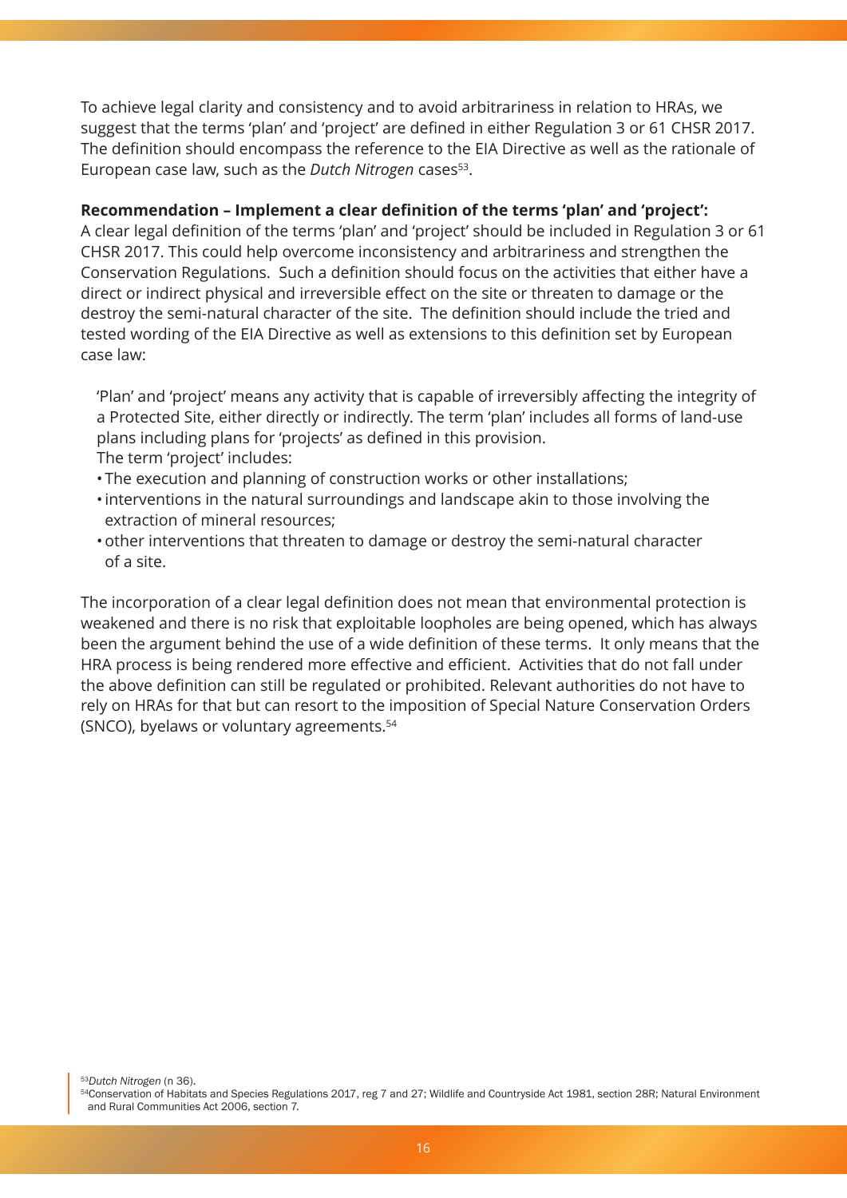To achieve legal clarity and consistency and to avoid arbitrariness in relation to HRAs, we suggest that the terms 'plan' and 'project' are defined in either Regulation 3 or 61 CHSR 2017. The definition should encompass the reference to the EIA Directive as well as the rationale of European case law, such as the *Dutch Nitrogen* cases[53].

**Recommendation – Implement a clear definition of the terms 'plan' and 'project':**
A clear legal definition of the terms 'plan' and 'project' should be included in Regulation 3 or 61 CHSR 2017. This could help overcome inconsistency and arbitrariness and strengthen the Conservation Regulations. Such a definition should focus on the activities that either have a direct or indirect physical and irreversible effect on the site or threaten to damage or the destroy the semi-natural character of the site. The definition should include the tried and tested wording of the EIA Directive as well as extensions to this definition set by European case law:

> 'Plan' and 'project' means any activity that is capable of irreversibly affecting the integrity of a Protected Site, either directly or indirectly. The term 'plan' includes all forms of land-use plans including plans for 'projects' as defined in this provision.
> The term 'project' includes:
> - The execution and planning of construction works or other installations;
> - interventions in the natural surroundings and landscape akin to those involving the extraction of mineral resources;
> - other interventions that threaten to damage or destroy the semi-natural character of a site.

The incorporation of a clear legal definition does not mean that environmental protection is weakened and there is no risk that exploitable loopholes are being opened, which has always been the argument behind the use of a wide definition of these terms. It only means that the HRA process is being rendered more effective and efficient. Activities that do not fall under the above definition can still be regulated or prohibited. Relevant authorities do not have to rely on HRAs for that but can resort to the imposition of Special Nature Conservation Orders (SNCO), byelaws or voluntary agreements.[54]

[53] *Dutch Nitrogen* (n 36).
[54] Conservation of Habitats and Species Regulations 2017, reg 7 and 27; Wildlife and Countryside Act 1981, section 28R; Natural Environment and Rural Communities Act 2006, section 7.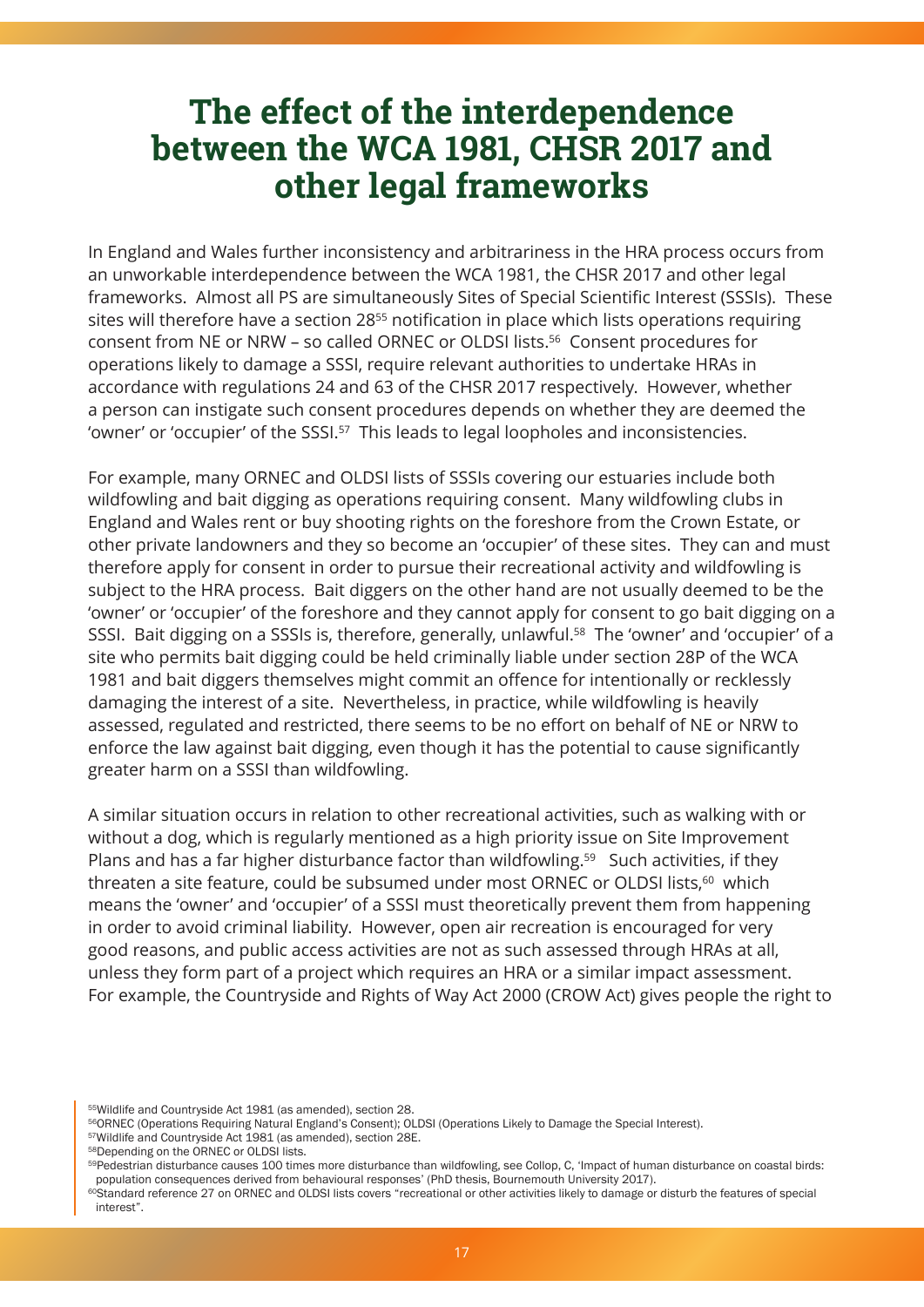# The effect of the interdependence between the WCA 1981, CHSR 2017 and other legal frameworks

In England and Wales further inconsistency and arbitrariness in the HRA process occurs from an unworkable interdependence between the WCA 1981, the CHSR 2017 and other legal frameworks. Almost all PS are simultaneously Sites of Special Scientific Interest (SSSIs). These sites will therefore have a section 28[55] notification in place which lists operations requiring consent from NE or NRW – so called ORNEC or OLDSI lists.[56] Consent procedures for operations likely to damage a SSSI, require relevant authorities to undertake HRAs in accordance with regulations 24 and 63 of the CHSR 2017 respectively. However, whether a person can instigate such consent procedures depends on whether they are deemed the 'owner' or 'occupier' of the SSSI.[57] This leads to legal loopholes and inconsistencies.

For example, many ORNEC and OLDSI lists of SSSIs covering our estuaries include both wildfowling and bait digging as operations requiring consent. Many wildfowling clubs in England and Wales rent or buy shooting rights on the foreshore from the Crown Estate, or other private landowners and they so become an 'occupier' of these sites. They can and must therefore apply for consent in order to pursue their recreational activity and wildfowling is subject to the HRA process. Bait diggers on the other hand are not usually deemed to be the 'owner' or 'occupier' of the foreshore and they cannot apply for consent to go bait digging on a SSSI. Bait digging on a SSSIs is, therefore, generally, unlawful.[58] The 'owner' and 'occupier' of a site who permits bait digging could be held criminally liable under section 28P of the WCA 1981 and bait diggers themselves might commit an offence for intentionally or recklessly damaging the interest of a site. Nevertheless, in practice, while wildfowling is heavily assessed, regulated and restricted, there seems to be no effort on behalf of NE or NRW to enforce the law against bait digging, even though it has the potential to cause significantly greater harm on a SSSI than wildfowling.

A similar situation occurs in relation to other recreational activities, such as walking with or without a dog, which is regularly mentioned as a high priority issue on Site Improvement Plans and has a far higher disturbance factor than wildfowling.[59] Such activities, if they threaten a site feature, could be subsumed under most ORNEC or OLDSI lists,[60] which means the 'owner' and 'occupier' of a SSSI must theoretically prevent them from happening in order to avoid criminal liability. However, open air recreation is encouraged for very good reasons, and public access activities are not as such assessed through HRAs at all, unless they form part of a project which requires an HRA or a similar impact assessment. For example, the Countryside and Rights of Way Act 2000 (CROW Act) gives people the right to

---

[55] Wildlife and Countryside Act 1981 (as amended), section 28.

[56] ORNEC (Operations Requiring Natural England's Consent); OLDSI (Operations Likely to Damage the Special Interest).

[57] Wildlife and Countryside Act 1981 (as amended), section 28E.

[58] Depending on the ORNEC or OLDSI lists.

[59] Pedestrian disturbance causes 100 times more disturbance than wildfowling, see Collop, C, 'Impact of human disturbance on coastal birds: population consequences derived from behavioural responses' (PhD thesis, Bournemouth University 2017).

[60] Standard reference 27 on ORNEC and OLDSI lists covers "recreational or other activities likely to damage or disturb the features of special interest".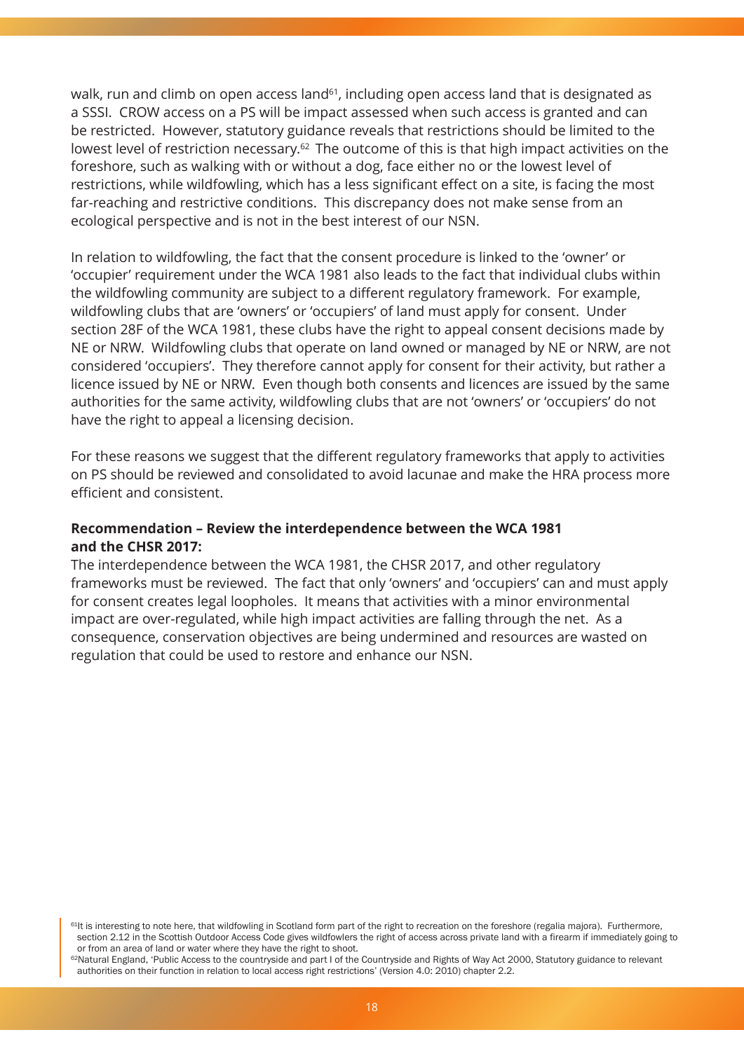walk, run and climb on open access land[61], including open access land that is designated as a SSSI. CROW access on a PS will be impact assessed when such access is granted and can be restricted. However, statutory guidance reveals that restrictions should be limited to the lowest level of restriction necessary.[62] The outcome of this is that high impact activities on the foreshore, such as walking with or without a dog, face either no or the lowest level of restrictions, while wildfowling, which has a less significant effect on a site, is facing the most far-reaching and restrictive conditions. This discrepancy does not make sense from an ecological perspective and is not in the best interest of our NSN.

In relation to wildfowling, the fact that the consent procedure is linked to the 'owner' or 'occupier' requirement under the WCA 1981 also leads to the fact that individual clubs within the wildfowling community are subject to a different regulatory framework. For example, wildfowling clubs that are 'owners' or 'occupiers' of land must apply for consent. Under section 28F of the WCA 1981, these clubs have the right to appeal consent decisions made by NE or NRW. Wildfowling clubs that operate on land owned or managed by NE or NRW, are not considered 'occupiers'. They therefore cannot apply for consent for their activity, but rather a licence issued by NE or NRW. Even though both consents and licences are issued by the same authorities for the same activity, wildfowling clubs that are not 'owners' or 'occupiers' do not have the right to appeal a licensing decision.

For these reasons we suggest that the different regulatory frameworks that apply to activities on PS should be reviewed and consolidated to avoid lacunae and make the HRA process more efficient and consistent.

**Recommendation – Review the interdependence between the WCA 1981 and the CHSR 2017:**

The interdependence between the WCA 1981, the CHSR 2017, and other regulatory frameworks must be reviewed. The fact that only 'owners' and 'occupiers' can and must apply for consent creates legal loopholes. It means that activities with a minor environmental impact are over-regulated, while high impact activities are falling through the net. As a consequence, conservation objectives are being undermined and resources are wasted on regulation that could be used to restore and enhance our NSN.

[61] It is interesting to note here, that wildfowling in Scotland form part of the right to recreation on the foreshore (regalia majora). Furthermore, section 2.12 in the Scottish Outdoor Access Code gives wildfowlers the right of access across private land with a firearm if immediately going to or from an area of land or water where they have the right to shoot.

[62] Natural England, 'Public Access to the countryside and part I of the Countryside and Rights of Way Act 2000, Statutory guidance to relevant authorities on their function in relation to local access right restrictions' (Version 4.0: 2010) chapter 2.2.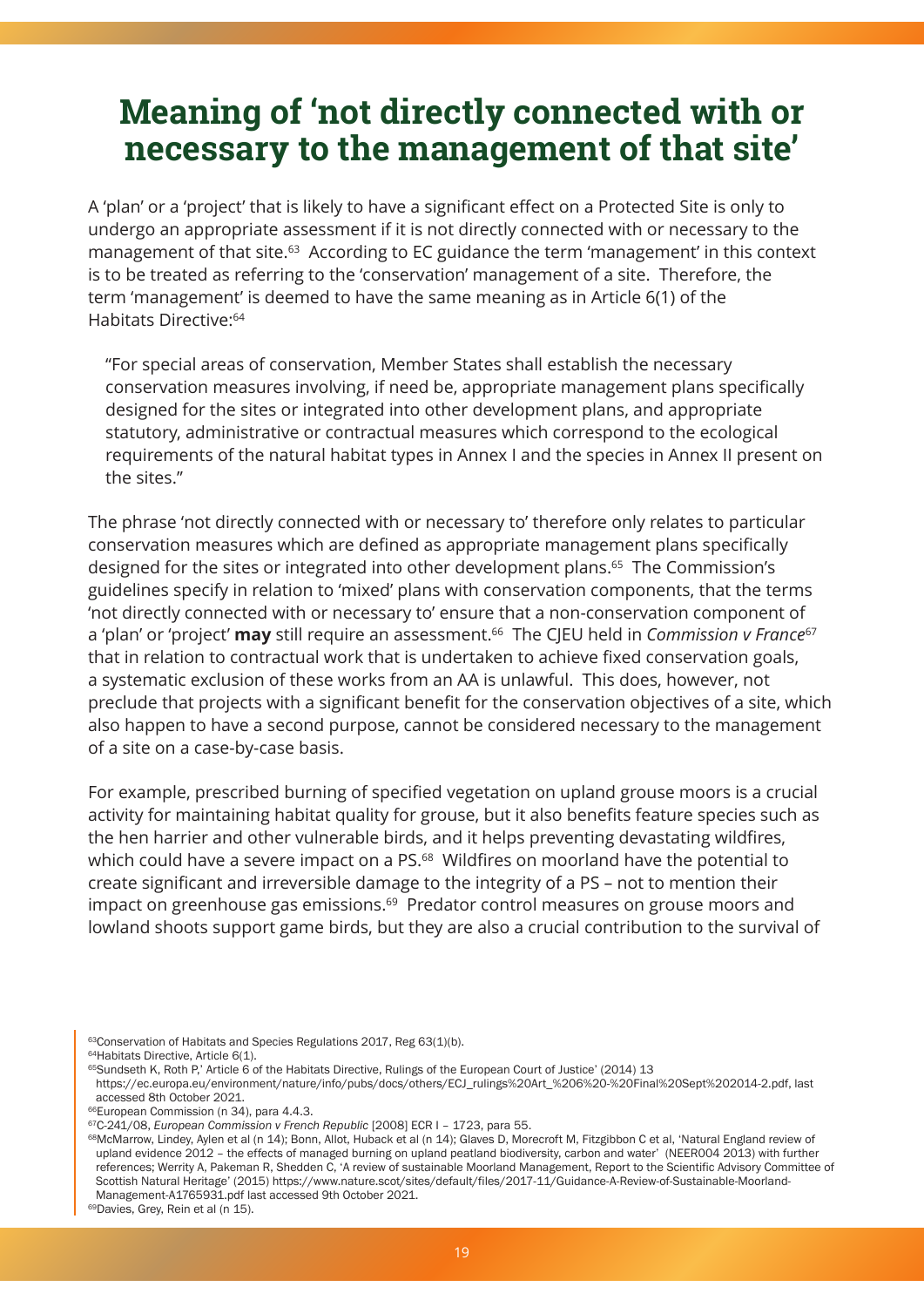# Meaning of 'not directly connected with or necessary to the management of that site'

A 'plan' or a 'project' that is likely to have a significant effect on a Protected Site is only to undergo an appropriate assessment if it is not directly connected with or necessary to the management of that site.[63] According to EC guidance the term 'management' in this context is to be treated as referring to the 'conservation' management of a site. Therefore, the term 'management' is deemed to have the same meaning as in Article 6(1) of the Habitats Directive:[64]

> "For special areas of conservation, Member States shall establish the necessary conservation measures involving, if need be, appropriate management plans specifically designed for the sites or integrated into other development plans, and appropriate statutory, administrative or contractual measures which correspond to the ecological requirements of the natural habitat types in Annex I and the species in Annex II present on the sites."

The phrase 'not directly connected with or necessary to' therefore only relates to particular conservation measures which are defined as appropriate management plans specifically designed for the sites or integrated into other development plans.[65] The Commission's guidelines specify in relation to 'mixed' plans with conservation components, that the terms 'not directly connected with or necessary to' ensure that a non-conservation component of a 'plan' or 'project' **may** still require an assessment.[66] The CJEU held in *Commission v France*[67] that in relation to contractual work that is undertaken to achieve fixed conservation goals, a systematic exclusion of these works from an AA is unlawful. This does, however, not preclude that projects with a significant benefit for the conservation objectives of a site, which also happen to have a second purpose, cannot be considered necessary to the management of a site on a case-by-case basis.

For example, prescribed burning of specified vegetation on upland grouse moors is a crucial activity for maintaining habitat quality for grouse, but it also benefits feature species such as the hen harrier and other vulnerable birds, and it helps preventing devastating wildfires, which could have a severe impact on a PS.[68] Wildfires on moorland have the potential to create significant and irreversible damage to the integrity of a PS – not to mention their impact on greenhouse gas emissions.[69] Predator control measures on grouse moors and lowland shoots support game birds, but they are also a crucial contribution to the survival of

---

[63] Conservation of Habitats and Species Regulations 2017, Reg 63(1)(b).

[64] Habitats Directive, Article 6(1).

[65] Sundseth K, Roth P,' Article 6 of the Habitats Directive, Rulings of the European Court of Justice' (2014) 13 https://ec.europa.eu/environment/nature/info/pubs/docs/others/ECJ_rulings%20Art_%206%20-%20Final%20Sept%202014-2.pdf, last accessed 8th October 2021.

[66] European Commission (n 34), para 4.4.3.

[67] C-241/08, *European Commission v French Republic* [2008] ECR I – 1723, para 55.

[68] McMarrow, Lindey, Aylen et al (n 14); Bonn, Allot, Huback et al (n 14); Glaves D, Morecroft M, Fitzgibbon C et al, 'Natural England review of upland evidence 2012 – the effects of managed burning on upland peatland biodiversity, carbon and water' (NEER004 2013) with further references; Werrity A, Pakeman R, Shedden C, 'A review of sustainable Moorland Management, Report to the Scientific Advisory Committee of Scottish Natural Heritage' (2015) https://www.nature.scot/sites/default/files/2017-11/Guidance-A-Review-of-Sustainable-Moorland-Management-A1765931.pdf last accessed 9th October 2021.

[69] Davies, Grey, Rein et al (n 15).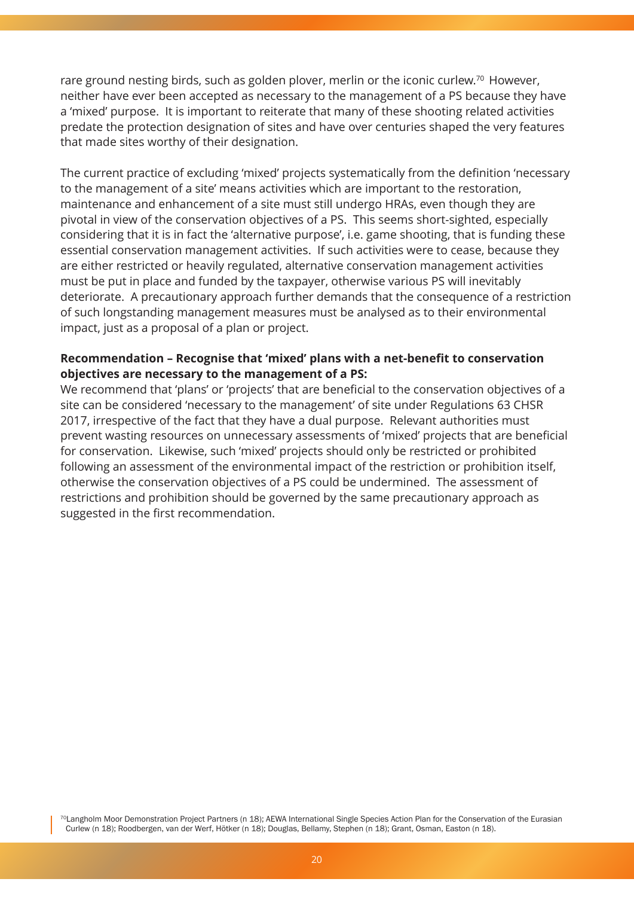rare ground nesting birds, such as golden plover, merlin or the iconic curlew.[70] However, neither have ever been accepted as necessary to the management of a PS because they have a 'mixed' purpose. It is important to reiterate that many of these shooting related activities predate the protection designation of sites and have over centuries shaped the very features that made sites worthy of their designation.

The current practice of excluding 'mixed' projects systematically from the definition 'necessary to the management of a site' means activities which are important to the restoration, maintenance and enhancement of a site must still undergo HRAs, even though they are pivotal in view of the conservation objectives of a PS. This seems short-sighted, especially considering that it is in fact the 'alternative purpose', i.e. game shooting, that is funding these essential conservation management activities. If such activities were to cease, because they are either restricted or heavily regulated, alternative conservation management activities must be put in place and funded by the taxpayer, otherwise various PS will inevitably deteriorate. A precautionary approach further demands that the consequence of a restriction of such longstanding management measures must be analysed as to their environmental impact, just as a proposal of a plan or project.

**Recommendation – Recognise that 'mixed' plans with a net-benefit to conservation objectives are necessary to the management of a PS:**

We recommend that 'plans' or 'projects' that are beneficial to the conservation objectives of a site can be considered 'necessary to the management' of site under Regulations 63 CHSR 2017, irrespective of the fact that they have a dual purpose. Relevant authorities must prevent wasting resources on unnecessary assessments of 'mixed' projects that are beneficial for conservation. Likewise, such 'mixed' projects should only be restricted or prohibited following an assessment of the environmental impact of the restriction or prohibition itself, otherwise the conservation objectives of a PS could be undermined. The assessment of restrictions and prohibition should be governed by the same precautionary approach as suggested in the first recommendation.

[70] Langholm Moor Demonstration Project Partners (n 18); AEWA International Single Species Action Plan for the Conservation of the Eurasian Curlew (n 18); Roodbergen, van der Werf, Hötker (n 18); Douglas, Bellamy, Stephen (n 18); Grant, Osman, Easton (n 18).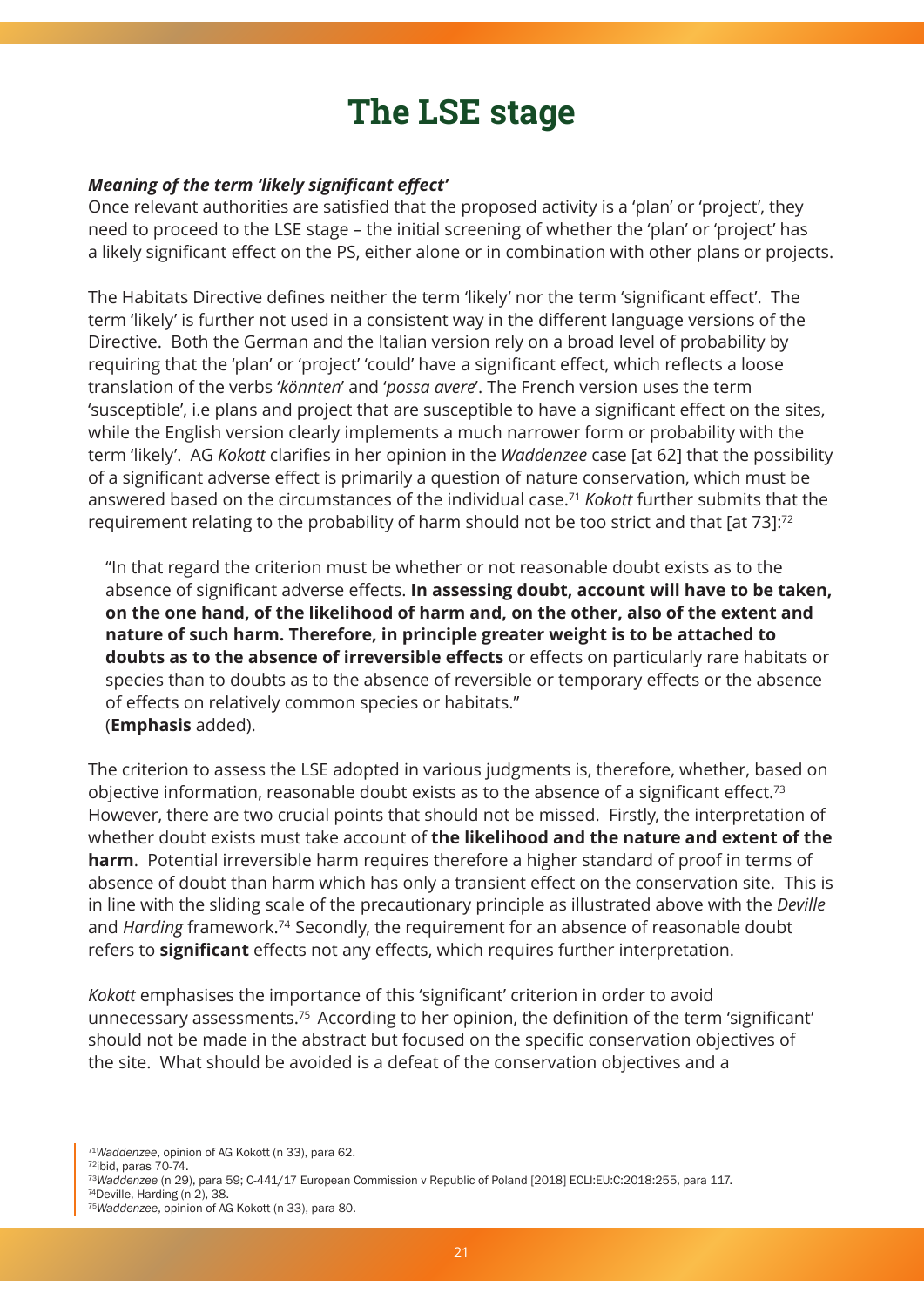# The LSE stage

***Meaning of the term 'likely significant effect'***

Once relevant authorities are satisfied that the proposed activity is a 'plan' or 'project', they need to proceed to the LSE stage – the initial screening of whether the 'plan' or 'project' has a likely significant effect on the PS, either alone or in combination with other plans or projects.

The Habitats Directive defines neither the term 'likely' nor the term 'significant effect'. The term 'likely' is further not used in a consistent way in the different language versions of the Directive. Both the German and the Italian version rely on a broad level of probability by requiring that the 'plan' or 'project' 'could' have a significant effect, which reflects a loose translation of the verbs '*könnten*' and '*possa avere*'. The French version uses the term 'susceptible', i.e plans and project that are susceptible to have a significant effect on the sites, while the English version clearly implements a much narrower form or probability with the term 'likely'. AG *Kokott* clarifies in her opinion in the *Waddenzee* case [at 62] that the possibility of a significant adverse effect is primarily a question of nature conservation, which must be answered based on the circumstances of the individual case.[71] *Kokott* further submits that the requirement relating to the probability of harm should not be too strict and that [at 73]:[72]

> "In that regard the criterion must be whether or not reasonable doubt exists as to the absence of significant adverse effects. **In assessing doubt, account will have to be taken, on the one hand, of the likelihood of harm and, on the other, also of the extent and nature of such harm. Therefore, in principle greater weight is to be attached to doubts as to the absence of irreversible effects** or effects on particularly rare habitats or species than to doubts as to the absence of reversible or temporary effects or the absence of effects on relatively common species or habitats."
> (**Emphasis** added).

The criterion to assess the LSE adopted in various judgments is, therefore, whether, based on objective information, reasonable doubt exists as to the absence of a significant effect.[73] However, there are two crucial points that should not be missed. Firstly, the interpretation of whether doubt exists must take account of **the likelihood and the nature and extent of the harm**. Potential irreversible harm requires therefore a higher standard of proof in terms of absence of doubt than harm which has only a transient effect on the conservation site. This is in line with the sliding scale of the precautionary principle as illustrated above with the *Deville* and *Harding* framework.[74] Secondly, the requirement for an absence of reasonable doubt refers to **significant** effects not any effects, which requires further interpretation.

*Kokott* emphasises the importance of this 'significant' criterion in order to avoid unnecessary assessments.[75] According to her opinion, the definition of the term 'significant' should not be made in the abstract but focused on the specific conservation objectives of the site. What should be avoided is a defeat of the conservation objectives and a

---

[71] *Waddenzee*, opinion of AG Kokott (n 33), para 62.
[72] ibid, paras 70-74.
[73] *Waddenzee* (n 29), para 59; C-441/17 European Commission v Republic of Poland [2018] ECLI:EU:C:2018:255, para 117.
[74] Deville, Harding (n 2), 38.
[75] *Waddenzee*, opinion of AG Kokott (n 33), para 80.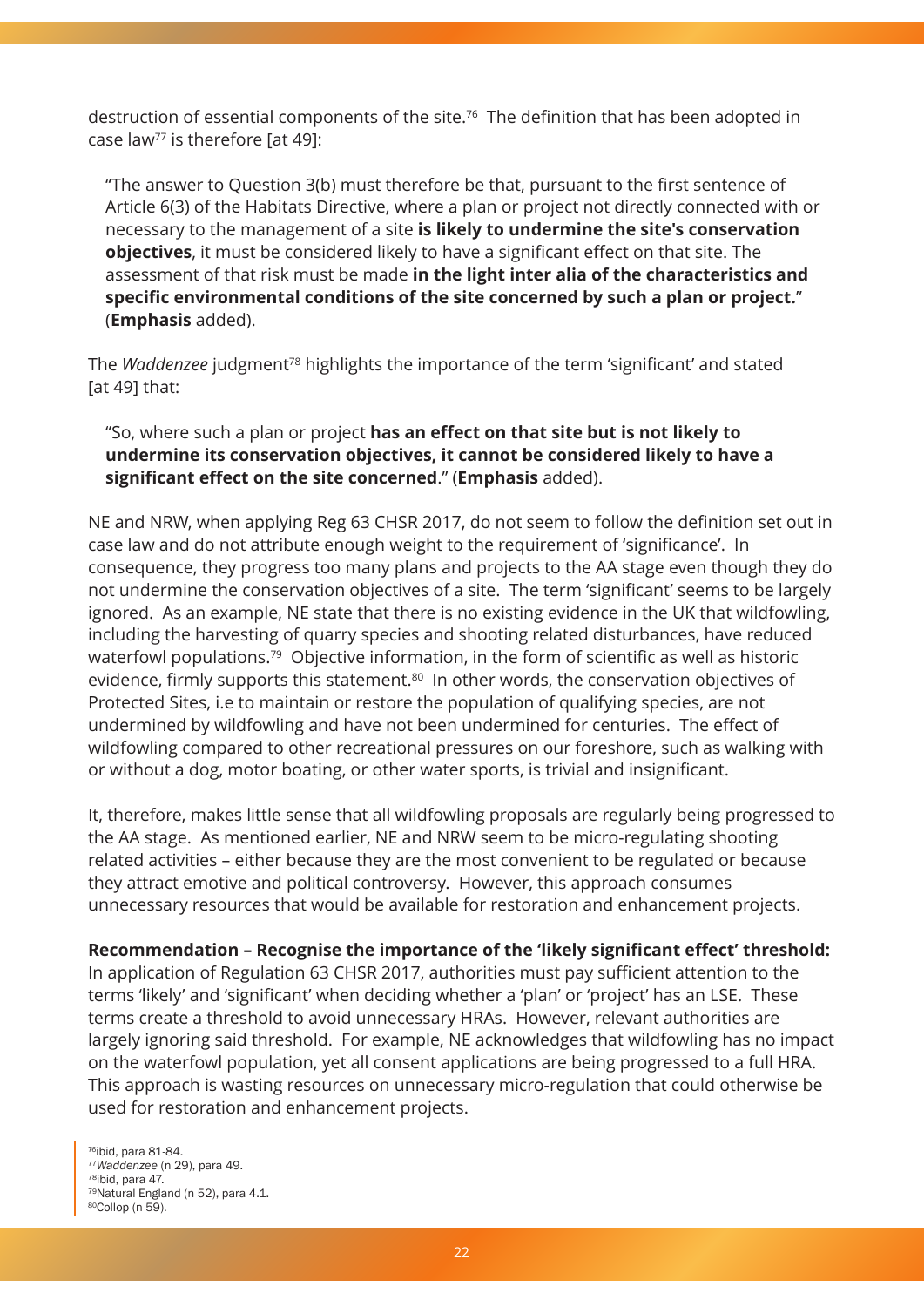destruction of essential components of the site.[76] The definition that has been adopted in case law[77] is therefore [at 49]:

> "The answer to Question 3(b) must therefore be that, pursuant to the first sentence of Article 6(3) of the Habitats Directive, where a plan or project not directly connected with or necessary to the management of a site **is likely to undermine the site's conservation objectives**, it must be considered likely to have a significant effect on that site. The assessment of that risk must be made **in the light inter alia of the characteristics and specific environmental conditions of the site concerned by such a plan or project.**" (**Emphasis** added).

The *Waddenzee* judgment[78] highlights the importance of the term 'significant' and stated [at 49] that:

> "So, where such a plan or project **has an effect on that site but is not likely to undermine its conservation objectives, it cannot be considered likely to have a significant effect on the site concerned**." (**Emphasis** added).

NE and NRW, when applying Reg 63 CHSR 2017, do not seem to follow the definition set out in case law and do not attribute enough weight to the requirement of 'significance'. In consequence, they progress too many plans and projects to the AA stage even though they do not undermine the conservation objectives of a site. The term 'significant' seems to be largely ignored. As an example, NE state that there is no existing evidence in the UK that wildfowling, including the harvesting of quarry species and shooting related disturbances, have reduced waterfowl populations.[79] Objective information, in the form of scientific as well as historic evidence, firmly supports this statement.[80] In other words, the conservation objectives of Protected Sites, i.e to maintain or restore the population of qualifying species, are not undermined by wildfowling and have not been undermined for centuries. The effect of wildfowling compared to other recreational pressures on our foreshore, such as walking with or without a dog, motor boating, or other water sports, is trivial and insignificant.

It, therefore, makes little sense that all wildfowling proposals are regularly being progressed to the AA stage. As mentioned earlier, NE and NRW seem to be micro-regulating shooting related activities – either because they are the most convenient to be regulated or because they attract emotive and political controversy. However, this approach consumes unnecessary resources that would be available for restoration and enhancement projects.

**Recommendation – Recognise the importance of the 'likely significant effect' threshold:** In application of Regulation 63 CHSR 2017, authorities must pay sufficient attention to the terms 'likely' and 'significant' when deciding whether a 'plan' or 'project' has an LSE. These terms create a threshold to avoid unnecessary HRAs. However, relevant authorities are largely ignoring said threshold. For example, NE acknowledges that wildfowling has no impact on the waterfowl population, yet all consent applications are being progressed to a full HRA. This approach is wasting resources on unnecessary micro-regulation that could otherwise be used for restoration and enhancement projects.

[76] ibid, para 81-84.
[77] *Waddenzee* (n 29), para 49.
[78] ibid, para 47.
[79] Natural England (n 52), para 4.1.
[80] Collop (n 59).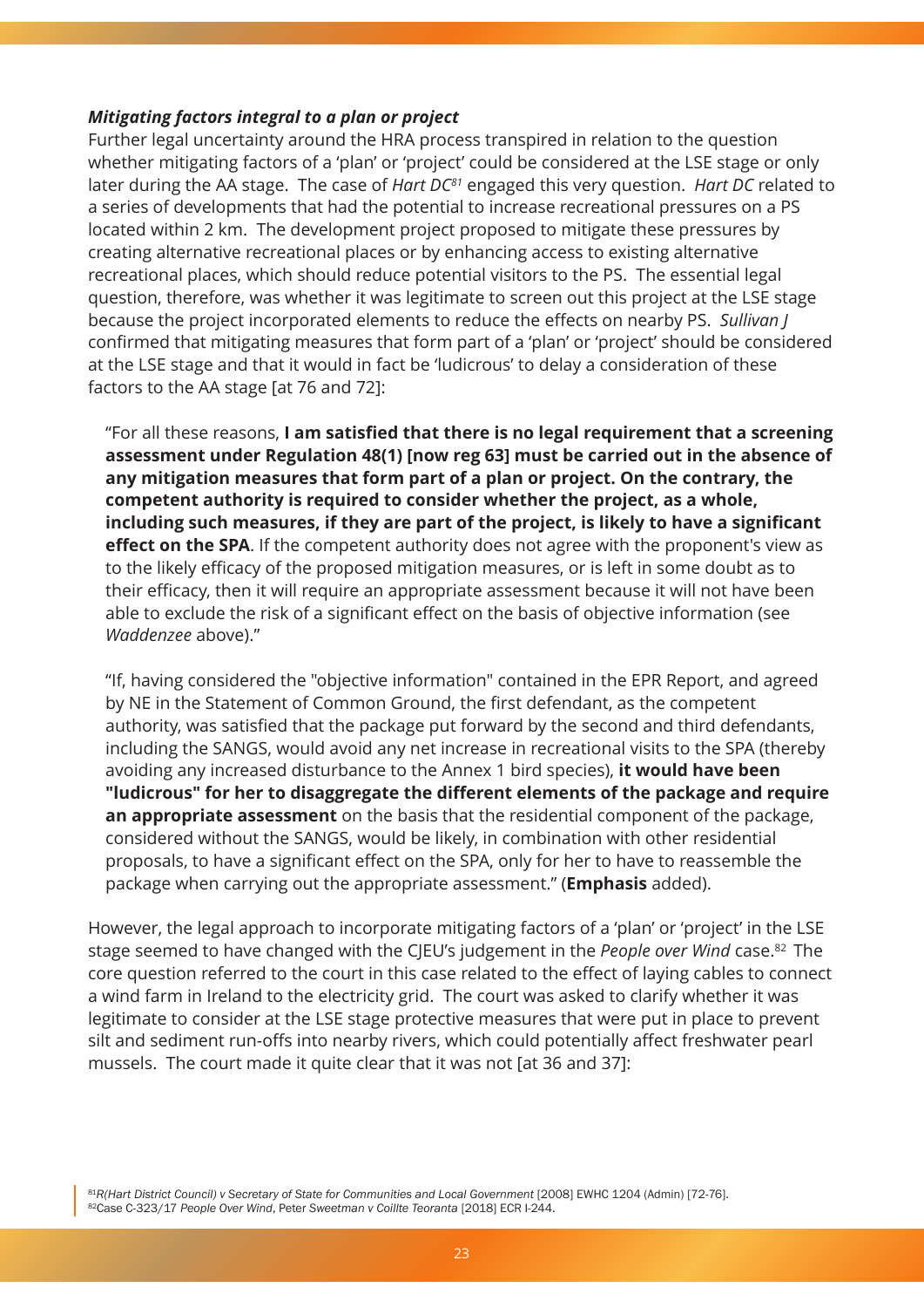***Mitigating factors integral to a plan or project***

Further legal uncertainty around the HRA process transpired in relation to the question whether mitigating factors of a 'plan' or 'project' could be considered at the LSE stage or only later during the AA stage. The case of *Hart DC*[81] engaged this very question. *Hart DC* related to a series of developments that had the potential to increase recreational pressures on a PS located within 2 km. The development project proposed to mitigate these pressures by creating alternative recreational places or by enhancing access to existing alternative recreational places, which should reduce potential visitors to the PS. The essential legal question, therefore, was whether it was legitimate to screen out this project at the LSE stage because the project incorporated elements to reduce the effects on nearby PS. *Sullivan J* confirmed that mitigating measures that form part of a 'plan' or 'project' should be considered at the LSE stage and that it would in fact be 'ludicrous' to delay a consideration of these factors to the AA stage [at 76 and 72]:

> "For all these reasons, **I am satisfied that there is no legal requirement that a screening assessment under Regulation 48(1) [now reg 63] must be carried out in the absence of any mitigation measures that form part of a plan or project. On the contrary, the competent authority is required to consider whether the project, as a whole, including such measures, if they are part of the project, is likely to have a significant effect on the SPA**. If the competent authority does not agree with the proponent's view as to the likely efficacy of the proposed mitigation measures, or is left in some doubt as to their efficacy, then it will require an appropriate assessment because it will not have been able to exclude the risk of a significant effect on the basis of objective information (see *Waddenzee* above)."

> "If, having considered the "objective information" contained in the EPR Report, and agreed by NE in the Statement of Common Ground, the first defendant, as the competent authority, was satisfied that the package put forward by the second and third defendants, including the SANGS, would avoid any net increase in recreational visits to the SPA (thereby avoiding any increased disturbance to the Annex 1 bird species), **it would have been "ludicrous" for her to disaggregate the different elements of the package and require an appropriate assessment** on the basis that the residential component of the package, considered without the SANGS, would be likely, in combination with other residential proposals, to have a significant effect on the SPA, only for her to have to reassemble the package when carrying out the appropriate assessment." (**Emphasis** added).

However, the legal approach to incorporate mitigating factors of a 'plan' or 'project' in the LSE stage seemed to have changed with the CJEU's judgement in the *People over Wind* case.[82] The core question referred to the court in this case related to the effect of laying cables to connect a wind farm in Ireland to the electricity grid. The court was asked to clarify whether it was legitimate to consider at the LSE stage protective measures that were put in place to prevent silt and sediment run-offs into nearby rivers, which could potentially affect freshwater pearl mussels. The court made it quite clear that it was not [at 36 and 37]:

[81] *R(Hart District Council) v Secretary of State for Communities and Local Government* [2008] EWHC 1204 (Admin) [72-76].
[82] Case C-323/17 *People Over Wind*, Peter *Sweetman v Coillte Teoranta* [2018] ECR I-244.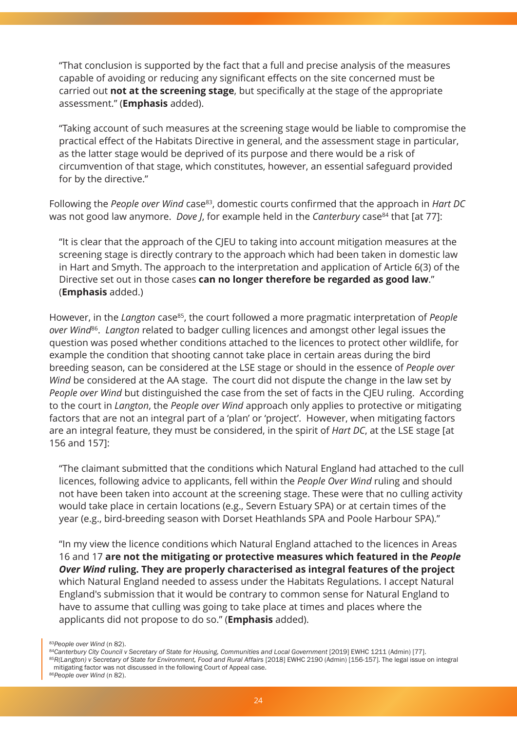> "That conclusion is supported by the fact that a full and precise analysis of the measures capable of avoiding or reducing any significant effects on the site concerned must be carried out **not at the screening stage**, but specifically at the stage of the appropriate assessment." (**Emphasis** added).

> "Taking account of such measures at the screening stage would be liable to compromise the practical effect of the Habitats Directive in general, and the assessment stage in particular, as the latter stage would be deprived of its purpose and there would be a risk of circumvention of that stage, which constitutes, however, an essential safeguard provided for by the directive."

Following the *People over Wind* case[83], domestic courts confirmed that the approach in *Hart DC* was not good law anymore. *Dove J*, for example held in the *Canterbury* case[84] that [at 77]:

> "It is clear that the approach of the CJEU to taking into account mitigation measures at the screening stage is directly contrary to the approach which had been taken in domestic law in Hart and Smyth. The approach to the interpretation and application of Article 6(3) of the Directive set out in those cases **can no longer therefore be regarded as good law**." (**Emphasis** added.)

However, in the *Langton* case[85], the court followed a more pragmatic interpretation of *People over Wind*[86]. *Langton* related to badger culling licences and amongst other legal issues the question was posed whether conditions attached to the licences to protect other wildlife, for example the condition that shooting cannot take place in certain areas during the bird breeding season, can be considered at the LSE stage or should in the essence of *People over Wind* be considered at the AA stage. The court did not dispute the change in the law set by *People over Wind* but distinguished the case from the set of facts in the CJEU ruling. According to the court in *Langton*, the *People over Wind* approach only applies to protective or mitigating factors that are not an integral part of a 'plan' or 'project'. However, when mitigating factors are an integral feature, they must be considered, in the spirit of *Hart DC*, at the LSE stage [at 156 and 157]:

> "The claimant submitted that the conditions which Natural England had attached to the cull licences, following advice to applicants, fell within the *People Over Wind* ruling and should not have been taken into account at the screening stage. These were that no culling activity would take place in certain locations (e.g., Severn Estuary SPA) or at certain times of the year (e.g., bird-breeding season with Dorset Heathlands SPA and Poole Harbour SPA)."

> "In my view the licence conditions which Natural England attached to the licences in Areas 16 and 17 **are not the mitigating or protective measures which featured in the *People Over Wind* ruling. They are properly characterised as integral features of the project** which Natural England needed to assess under the Habitats Regulations. I accept Natural England's submission that it would be contrary to common sense for Natural England to have to assume that culling was going to take place at times and places where the applicants did not propose to do so." (**Emphasis** added).

---

[83] *People over Wind* (n 82).

[84] *Canterbury City Council v Secretary of State for Housing, Communities and Local Government* [2019] EWHC 1211 (Admin) [77].

[85] *R(Langton) v Secretary of State for Environment, Food and Rural Affairs* [2018] EWHC 2190 (Admin) [156-157]. The legal issue on integral mitigating factor was not discussed in the following Court of Appeal case.

[86] *People over Wind* (n 82).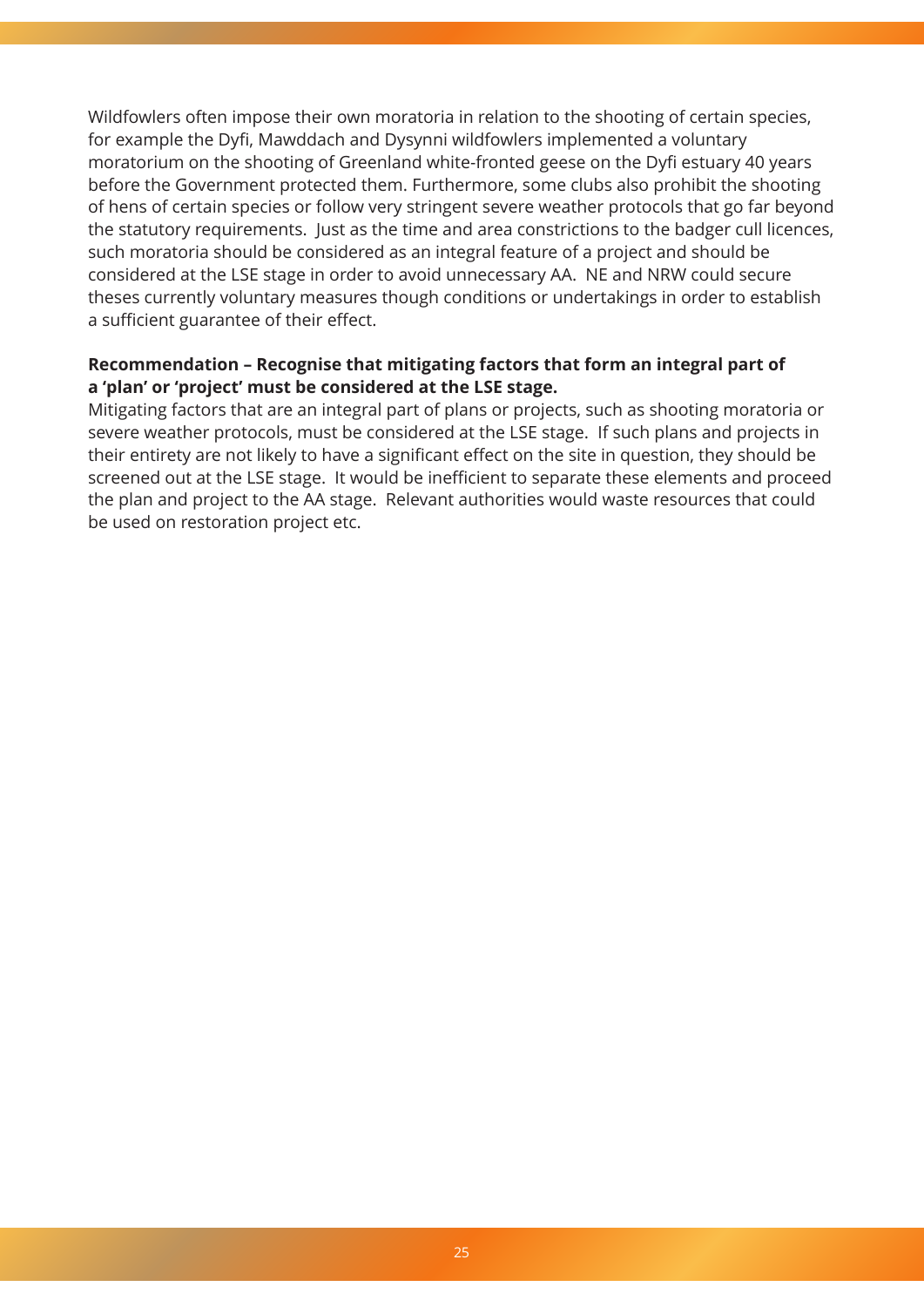Wildfowlers often impose their own moratoria in relation to the shooting of certain species, for example the Dyfi, Mawddach and Dysynni wildfowlers implemented a voluntary moratorium on the shooting of Greenland white-fronted geese on the Dyfi estuary 40 years before the Government protected them. Furthermore, some clubs also prohibit the shooting of hens of certain species or follow very stringent severe weather protocols that go far beyond the statutory requirements. Just as the time and area constrictions to the badger cull licences, such moratoria should be considered as an integral feature of a project and should be considered at the LSE stage in order to avoid unnecessary AA. NE and NRW could secure theses currently voluntary measures though conditions or undertakings in order to establish a sufficient guarantee of their effect.

**Recommendation – Recognise that mitigating factors that form an integral part of a 'plan' or 'project' must be considered at the LSE stage.**

Mitigating factors that are an integral part of plans or projects, such as shooting moratoria or severe weather protocols, must be considered at the LSE stage. If such plans and projects in their entirety are not likely to have a significant effect on the site in question, they should be screened out at the LSE stage. It would be inefficient to separate these elements and proceed the plan and project to the AA stage. Relevant authorities would waste resources that could be used on restoration project etc.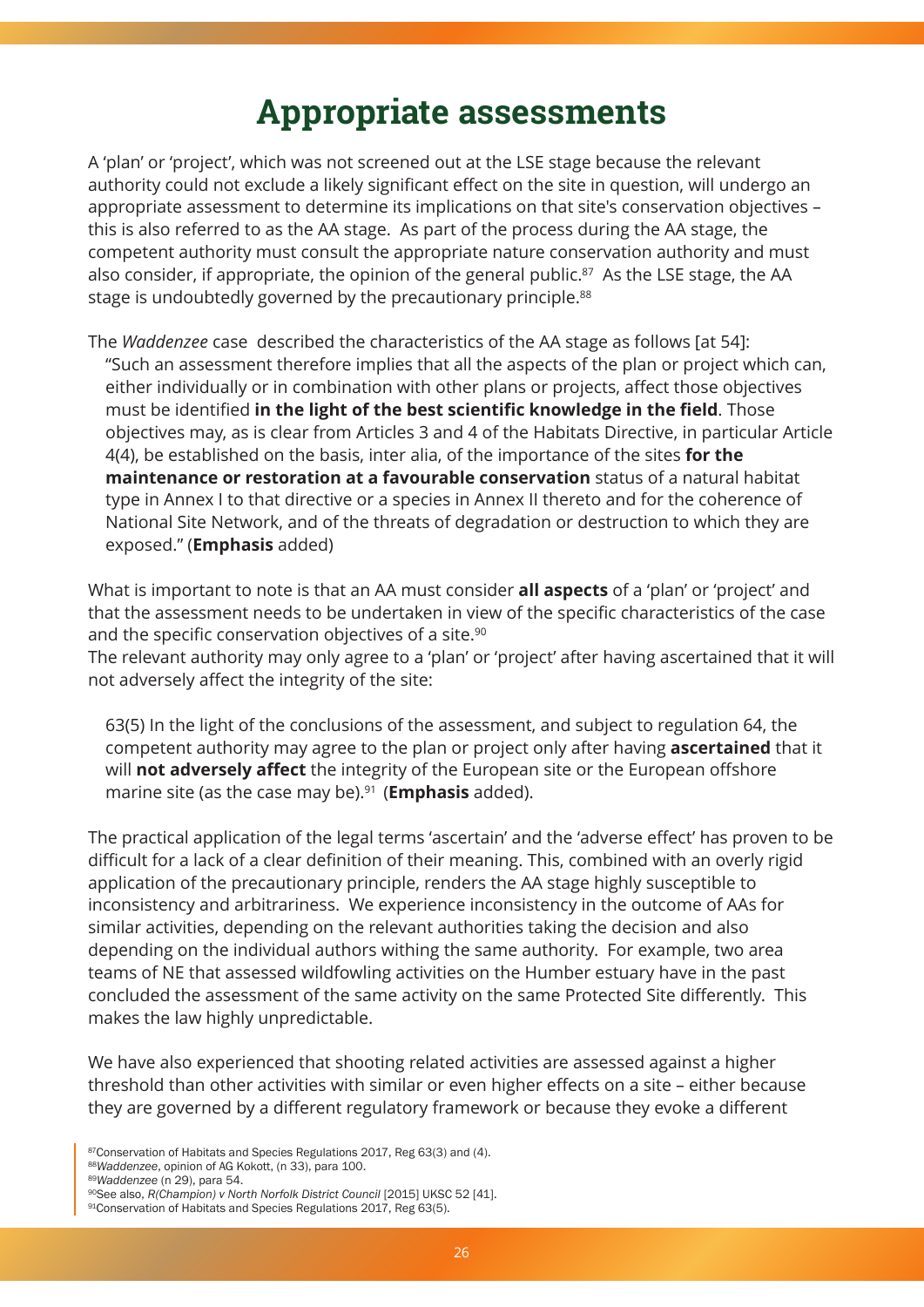# Appropriate assessments

A 'plan' or 'project', which was not screened out at the LSE stage because the relevant authority could not exclude a likely significant effect on the site in question, will undergo an appropriate assessment to determine its implications on that site's conservation objectives – this is also referred to as the AA stage. As part of the process during the AA stage, the competent authority must consult the appropriate nature conservation authority and must also consider, if appropriate, the opinion of the general public.[87] As the LSE stage, the AA stage is undoubtedly governed by the precautionary principle.[88]

The *Waddenzee* case described the characteristics of the AA stage as follows [at 54]:

> "Such an assessment therefore implies that all the aspects of the plan or project which can, either individually or in combination with other plans or projects, affect those objectives must be identified **in the light of the best scientific knowledge in the field**. Those objectives may, as is clear from Articles 3 and 4 of the Habitats Directive, in particular Article 4(4), be established on the basis, inter alia, of the importance of the sites **for the maintenance or restoration at a favourable conservation** status of a natural habitat type in Annex I to that directive or a species in Annex II thereto and for the coherence of National Site Network, and of the threats of degradation or destruction to which they are exposed." (**Emphasis** added)

What is important to note is that an AA must consider **all aspects** of a 'plan' or 'project' and that the assessment needs to be undertaken in view of the specific characteristics of the case and the specific conservation objectives of a site.[90]

The relevant authority may only agree to a 'plan' or 'project' after having ascertained that it will not adversely affect the integrity of the site:

> 63(5) In the light of the conclusions of the assessment, and subject to regulation 64, the competent authority may agree to the plan or project only after having **ascertained** that it will **not adversely affect** the integrity of the European site or the European offshore marine site (as the case may be).[91] (**Emphasis** added).

The practical application of the legal terms 'ascertain' and the 'adverse effect' has proven to be difficult for a lack of a clear definition of their meaning. This, combined with an overly rigid application of the precautionary principle, renders the AA stage highly susceptible to inconsistency and arbitrariness. We experience inconsistency in the outcome of AAs for similar activities, depending on the relevant authorities taking the decision and also depending on the individual authors withing the same authority. For example, two area teams of NE that assessed wildfowling activities on the Humber estuary have in the past concluded the assessment of the same activity on the same Protected Site differently. This makes the law highly unpredictable.

We have also experienced that shooting related activities are assessed against a higher threshold than other activities with similar or even higher effects on a site – either because they are governed by a different regulatory framework or because they evoke a different

[87] Conservation of Habitats and Species Regulations 2017, Reg 63(3) and (4).
[88] *Waddenzee*, opinion of AG Kokott, (n 33), para 100.
[89] *Waddenzee* (n 29), para 54.
[90] See also, *R(Champion) v North Norfolk District Council* [2015] UKSC 52 [41].
[91] Conservation of Habitats and Species Regulations 2017, Reg 63(5).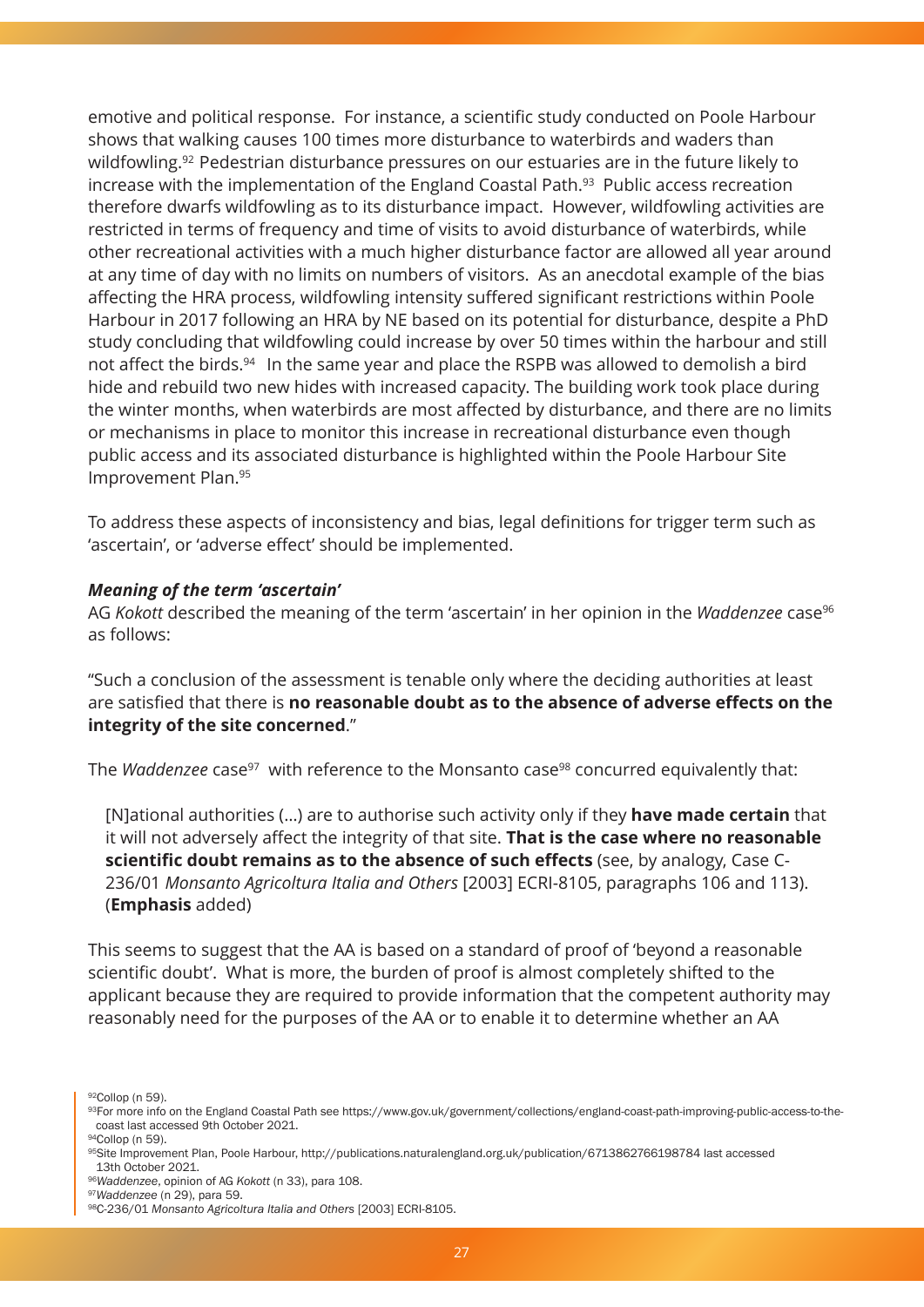emotive and political response. For instance, a scientific study conducted on Poole Harbour shows that walking causes 100 times more disturbance to waterbirds and waders than wildfowling.[92] Pedestrian disturbance pressures on our estuaries are in the future likely to increase with the implementation of the England Coastal Path.[93] Public access recreation therefore dwarfs wildfowling as to its disturbance impact. However, wildfowling activities are restricted in terms of frequency and time of visits to avoid disturbance of waterbirds, while other recreational activities with a much higher disturbance factor are allowed all year around at any time of day with no limits on numbers of visitors. As an anecdotal example of the bias affecting the HRA process, wildfowling intensity suffered significant restrictions within Poole Harbour in 2017 following an HRA by NE based on its potential for disturbance, despite a PhD study concluding that wildfowling could increase by over 50 times within the harbour and still not affect the birds.[94] In the same year and place the RSPB was allowed to demolish a bird hide and rebuild two new hides with increased capacity. The building work took place during the winter months, when waterbirds are most affected by disturbance, and there are no limits or mechanisms in place to monitor this increase in recreational disturbance even though public access and its associated disturbance is highlighted within the Poole Harbour Site Improvement Plan.[95]

To address these aspects of inconsistency and bias, legal definitions for trigger term such as 'ascertain', or 'adverse effect' should be implemented.

***Meaning of the term 'ascertain'***

AG *Kokott* described the meaning of the term 'ascertain' in her opinion in the *Waddenzee* case[96] as follows:

"Such a conclusion of the assessment is tenable only where the deciding authorities at least are satisfied that there is **no reasonable doubt as to the absence of adverse effects on the integrity of the site concerned**."

The *Waddenzee* case[97] with reference to the Monsanto case[98] concurred equivalently that:

> [N]ational authorities (…) are to authorise such activity only if they **have made certain** that it will not adversely affect the integrity of that site. **That is the case where no reasonable scientific doubt remains as to the absence of such effects** (see, by analogy, Case C-236/01 *Monsanto Agricoltura Italia and Others* [2003] ECRI-8105, paragraphs 106 and 113). (**Emphasis** added)

This seems to suggest that the AA is based on a standard of proof of 'beyond a reasonable scientific doubt'. What is more, the burden of proof is almost completely shifted to the applicant because they are required to provide information that the competent authority may reasonably need for the purposes of the AA or to enable it to determine whether an AA

[92] Collop (n 59).
[93] For more info on the England Coastal Path see https://www.gov.uk/government/collections/england-coast-path-improving-public-access-to-the-coast last accessed 9th October 2021.
[94] Collop (n 59).
[95] Site Improvement Plan, Poole Harbour, http://publications.naturalengland.org.uk/publication/6713862766198784 last accessed 13th October 2021.
[96] *Waddenzee*, opinion of AG *Kokott* (n 33), para 108.
[97] *Waddenzee* (n 29), para 59.
[98] C-236/01 *Monsanto Agricoltura Italia and Others* [2003] ECRI-8105.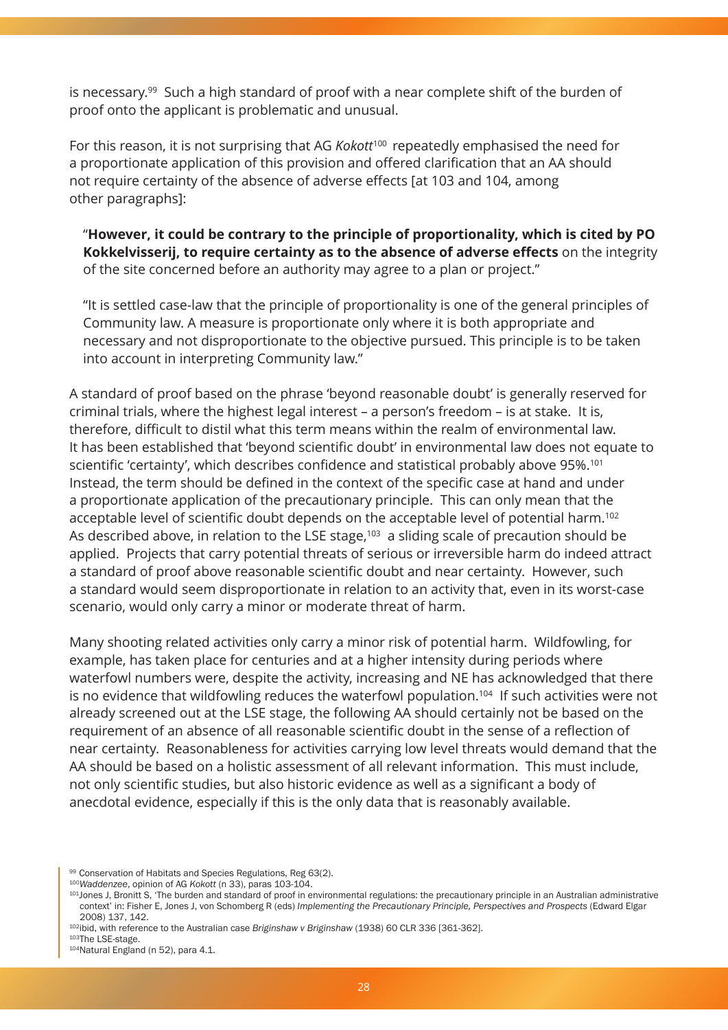is necessary.[99] Such a high standard of proof with a near complete shift of the burden of proof onto the applicant is problematic and unusual.

For this reason, it is not surprising that AG *Kokott*[100] repeatedly emphasised the need for a proportionate application of this provision and offered clarification that an AA should not require certainty of the absence of adverse effects [at 103 and 104, among other paragraphs]:

> "**However, it could be contrary to the principle of proportionality, which is cited by PO Kokkelvisserij, to require certainty as to the absence of adverse effects** on the integrity of the site concerned before an authority may agree to a plan or project."
>
> "It is settled case-law that the principle of proportionality is one of the general principles of Community law. A measure is proportionate only where it is both appropriate and necessary and not disproportionate to the objective pursued. This principle is to be taken into account in interpreting Community law."

A standard of proof based on the phrase 'beyond reasonable doubt' is generally reserved for criminal trials, where the highest legal interest – a person's freedom – is at stake. It is, therefore, difficult to distil what this term means within the realm of environmental law. It has been established that 'beyond scientific doubt' in environmental law does not equate to scientific 'certainty', which describes confidence and statistical probably above 95%.[101] Instead, the term should be defined in the context of the specific case at hand and under a proportionate application of the precautionary principle. This can only mean that the acceptable level of scientific doubt depends on the acceptable level of potential harm.[102] As described above, in relation to the LSE stage,[103] a sliding scale of precaution should be applied. Projects that carry potential threats of serious or irreversible harm do indeed attract a standard of proof above reasonable scientific doubt and near certainty. However, such a standard would seem disproportionate in relation to an activity that, even in its worst-case scenario, would only carry a minor or moderate threat of harm.

Many shooting related activities only carry a minor risk of potential harm. Wildfowling, for example, has taken place for centuries and at a higher intensity during periods where waterfowl numbers were, despite the activity, increasing and NE has acknowledged that there is no evidence that wildfowling reduces the waterfowl population.[104] If such activities were not already screened out at the LSE stage, the following AA should certainly not be based on the requirement of an absence of all reasonable scientific doubt in the sense of a reflection of near certainty. Reasonableness for activities carrying low level threats would demand that the AA should be based on a holistic assessment of all relevant information. This must include, not only scientific studies, but also historic evidence as well as a significant a body of anecdotal evidence, especially if this is the only data that is reasonably available.

---

[99] Conservation of Habitats and Species Regulations, Reg 63(2).

[100] *Waddenzee*, opinion of AG *Kokott* (n 33), paras 103-104.

[101] Jones J, Bronitt S, 'The burden and standard of proof in environmental regulations: the precautionary principle in an Australian administrative context' in: Fisher E, Jones J, von Schomberg R (eds) *Implementing the Precautionary Principle, Perspectives and Prospects* (Edward Elgar 2008) 137, 142.

[102] ibid, with reference to the Australian case *Briginshaw v Briginshaw* (1938) 60 CLR 336 [361-362].

[103] The LSE-stage.

[104] Natural England (n 52), para 4.1.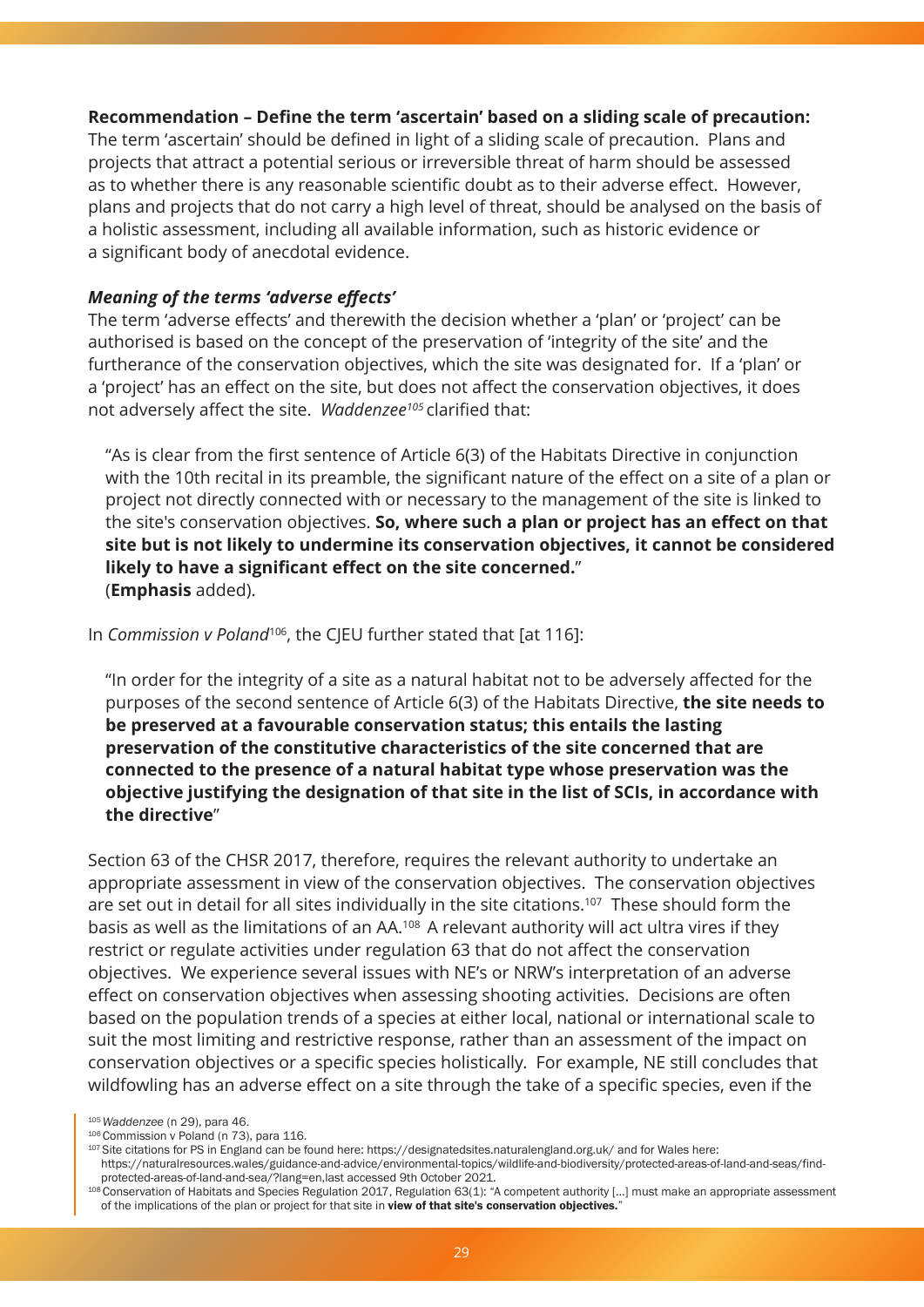**Recommendation – Define the term 'ascertain' based on a sliding scale of precaution:**
The term 'ascertain' should be defined in light of a sliding scale of precaution. Plans and projects that attract a potential serious or irreversible threat of harm should be assessed as to whether there is any reasonable scientific doubt as to their adverse effect. However, plans and projects that do not carry a high level of threat, should be analysed on the basis of a holistic assessment, including all available information, such as historic evidence or a significant body of anecdotal evidence.

***Meaning of the terms 'adverse effects'***
The term 'adverse effects' and therewith the decision whether a 'plan' or 'project' can be authorised is based on the concept of the preservation of 'integrity of the site' and the furtherance of the conservation objectives, which the site was designated for. If a 'plan' or a 'project' has an effect on the site, but does not affect the conservation objectives, it does not adversely affect the site. *Waddenzee*[105] clarified that:

> "As is clear from the first sentence of Article 6(3) of the Habitats Directive in conjunction with the 10th recital in its preamble, the significant nature of the effect on a site of a plan or project not directly connected with or necessary to the management of the site is linked to the site's conservation objectives. **So, where such a plan or project has an effect on that site but is not likely to undermine its conservation objectives, it cannot be considered likely to have a significant effect on the site concerned.**"
> (**Emphasis** added).

In *Commission v Poland*[106], the CJEU further stated that [at 116]:

> "In order for the integrity of a site as a natural habitat not to be adversely affected for the purposes of the second sentence of Article 6(3) of the Habitats Directive, **the site needs to be preserved at a favourable conservation status; this entails the lasting preservation of the constitutive characteristics of the site concerned that are connected to the presence of a natural habitat type whose preservation was the objective justifying the designation of that site in the list of SCIs, in accordance with the directive**"

Section 63 of the CHSR 2017, therefore, requires the relevant authority to undertake an appropriate assessment in view of the conservation objectives. The conservation objectives are set out in detail for all sites individually in the site citations.[107] These should form the basis as well as the limitations of an AA.[108] A relevant authority will act ultra vires if they restrict or regulate activities under regulation 63 that do not affect the conservation objectives. We experience several issues with NE's or NRW's interpretation of an adverse effect on conservation objectives when assessing shooting activities. Decisions are often based on the population trends of a species at either local, national or international scale to suit the most limiting and restrictive response, rather than an assessment of the impact on conservation objectives or a specific species holistically. For example, NE still concludes that wildfowling has an adverse effect on a site through the take of a specific species, even if the

[105] *Waddenzee* (n 29), para 46.
[106] Commission v Poland (n 73), para 116.
[107] Site citations for PS in England can be found here: https://designatedsites.naturalengland.org.uk/ and for Wales here: https://naturalresources.wales/guidance-and-advice/environmental-topics/wildlife-and-biodiversity/protected-areas-of-land-and-seas/find-protected-areas-of-land-and-sea/?lang=en,last accessed 9th October 2021.
[108] Conservation of Habitats and Species Regulation 2017, Regulation 63(1): "A competent authority [...] must make an appropriate assessment of the implications of the plan or project for that site in **view of that site's conservation objectives.**"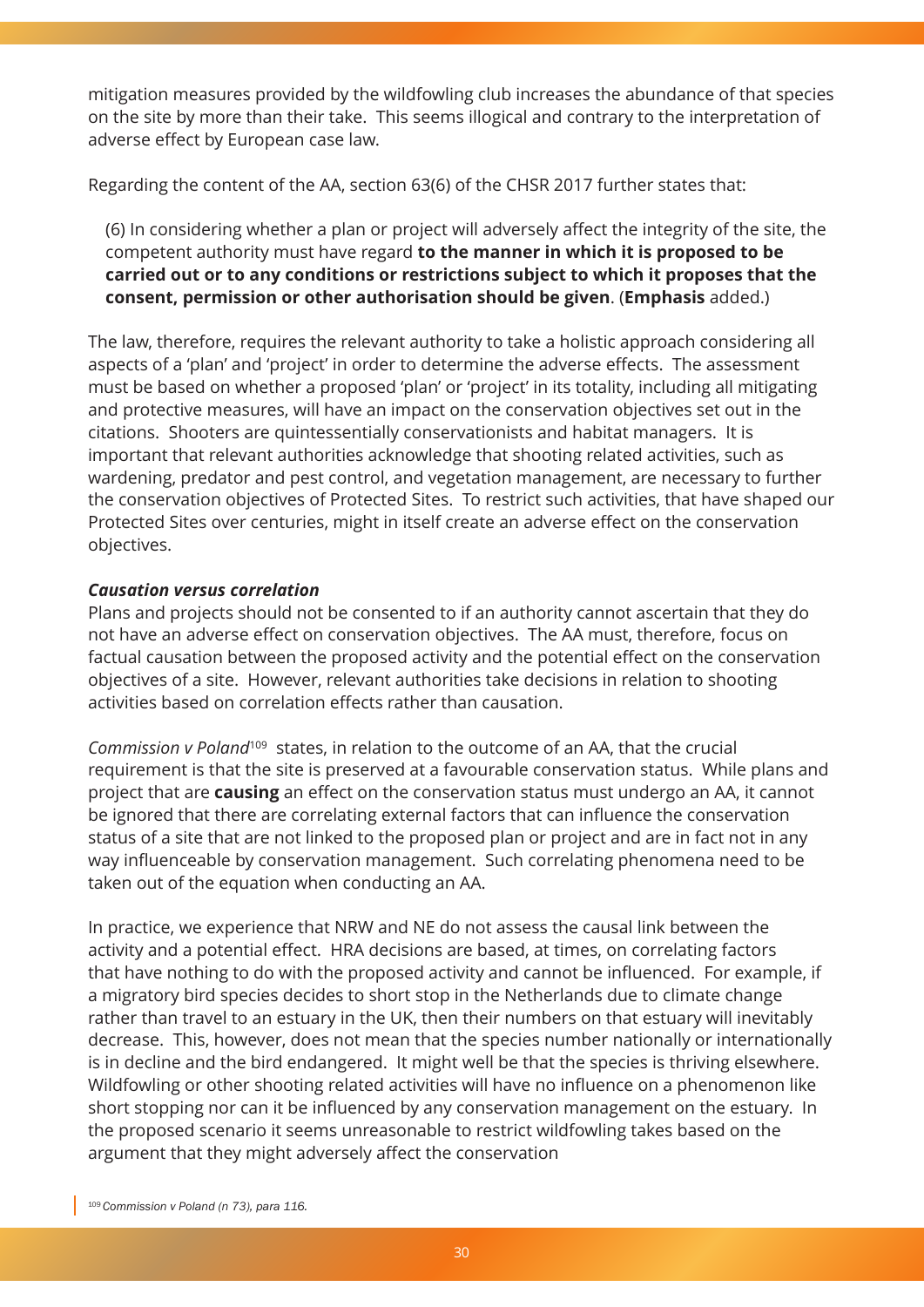mitigation measures provided by the wildfowling club increases the abundance of that species on the site by more than their take. This seems illogical and contrary to the interpretation of adverse effect by European case law.

Regarding the content of the AA, section 63(6) of the CHSR 2017 further states that:

> (6) In considering whether a plan or project will adversely affect the integrity of the site, the competent authority must have regard **to the manner in which it is proposed to be carried out or to any conditions or restrictions subject to which it proposes that the consent, permission or other authorisation should be given**. (**Emphasis** added.)

The law, therefore, requires the relevant authority to take a holistic approach considering all aspects of a 'plan' and 'project' in order to determine the adverse effects. The assessment must be based on whether a proposed 'plan' or 'project' in its totality, including all mitigating and protective measures, will have an impact on the conservation objectives set out in the citations. Shooters are quintessentially conservationists and habitat managers. It is important that relevant authorities acknowledge that shooting related activities, such as wardening, predator and pest control, and vegetation management, are necessary to further the conservation objectives of Protected Sites. To restrict such activities, that have shaped our Protected Sites over centuries, might in itself create an adverse effect on the conservation objectives.

***Causation versus correlation***

Plans and projects should not be consented to if an authority cannot ascertain that they do not have an adverse effect on conservation objectives. The AA must, therefore, focus on factual causation between the proposed activity and the potential effect on the conservation objectives of a site. However, relevant authorities take decisions in relation to shooting activities based on correlation effects rather than causation.

*Commission v Poland*[109] states, in relation to the outcome of an AA, that the crucial requirement is that the site is preserved at a favourable conservation status. While plans and project that are **causing** an effect on the conservation status must undergo an AA, it cannot be ignored that there are correlating external factors that can influence the conservation status of a site that are not linked to the proposed plan or project and are in fact not in any way influenceable by conservation management. Such correlating phenomena need to be taken out of the equation when conducting an AA.

In practice, we experience that NRW and NE do not assess the causal link between the activity and a potential effect. HRA decisions are based, at times, on correlating factors that have nothing to do with the proposed activity and cannot be influenced. For example, if a migratory bird species decides to short stop in the Netherlands due to climate change rather than travel to an estuary in the UK, then their numbers on that estuary will inevitably decrease. This, however, does not mean that the species number nationally or internationally is in decline and the bird endangered. It might well be that the species is thriving elsewhere. Wildfowling or other shooting related activities will have no influence on a phenomenon like short stopping nor can it be influenced by any conservation management on the estuary. In the proposed scenario it seems unreasonable to restrict wildfowling takes based on the argument that they might adversely affect the conservation

[109] *Commission v Poland (n 73), para 116.*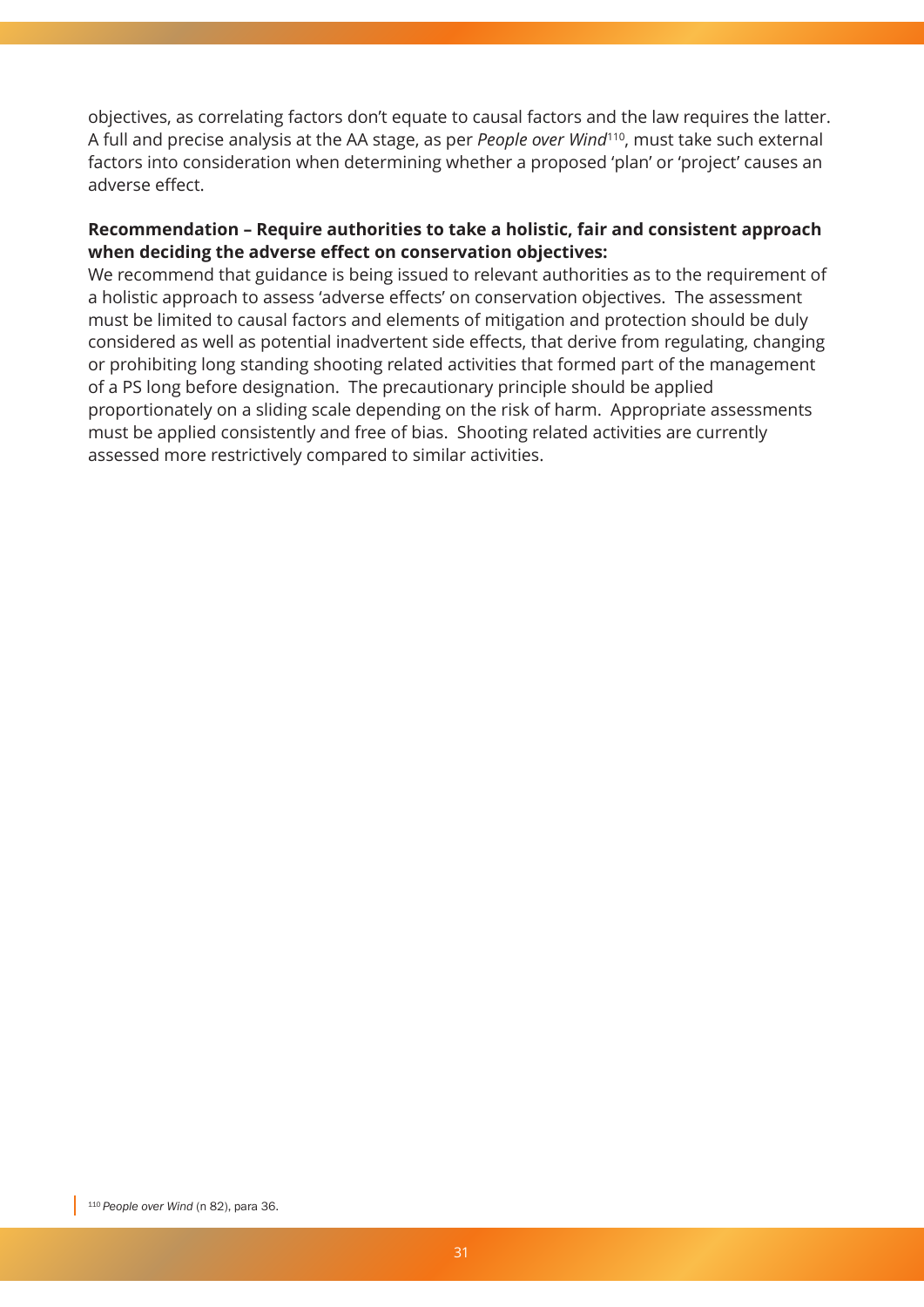objectives, as correlating factors don't equate to causal factors and the law requires the latter. A full and precise analysis at the AA stage, as per *People over Wind*[110], must take such external factors into consideration when determining whether a proposed 'plan' or 'project' causes an adverse effect.

**Recommendation – Require authorities to take a holistic, fair and consistent approach when deciding the adverse effect on conservation objectives:**

We recommend that guidance is being issued to relevant authorities as to the requirement of a holistic approach to assess 'adverse effects' on conservation objectives. The assessment must be limited to causal factors and elements of mitigation and protection should be duly considered as well as potential inadvertent side effects, that derive from regulating, changing or prohibiting long standing shooting related activities that formed part of the management of a PS long before designation. The precautionary principle should be applied proportionately on a sliding scale depending on the risk of harm. Appropriate assessments must be applied consistently and free of bias. Shooting related activities are currently assessed more restrictively compared to similar activities.

[110] *People over Wind* (n 82), para 36.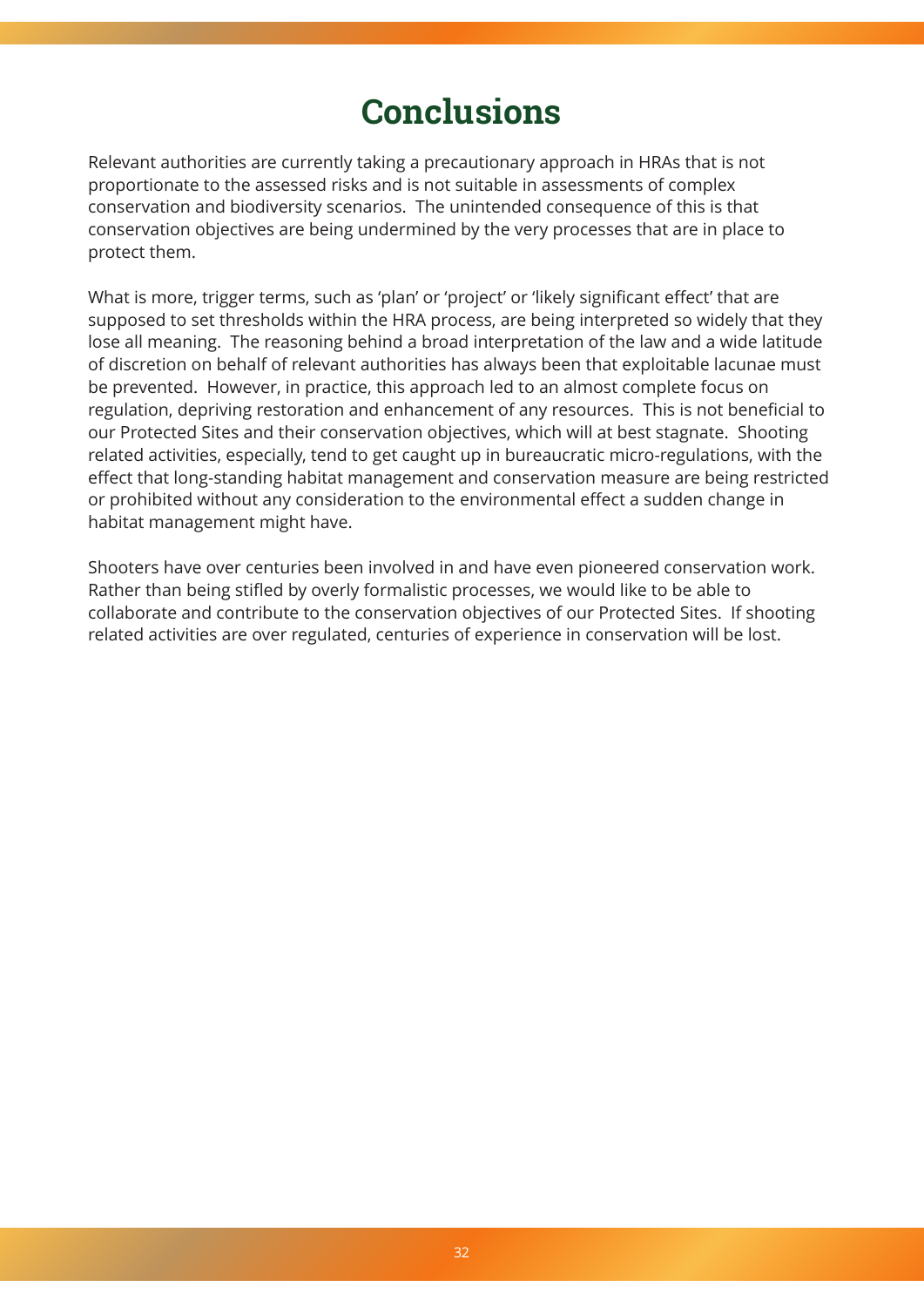# Conclusions

Relevant authorities are currently taking a precautionary approach in HRAs that is not proportionate to the assessed risks and is not suitable in assessments of complex conservation and biodiversity scenarios. The unintended consequence of this is that conservation objectives are being undermined by the very processes that are in place to protect them.

What is more, trigger terms, such as 'plan' or 'project' or 'likely significant effect' that are supposed to set thresholds within the HRA process, are being interpreted so widely that they lose all meaning. The reasoning behind a broad interpretation of the law and a wide latitude of discretion on behalf of relevant authorities has always been that exploitable lacunae must be prevented. However, in practice, this approach led to an almost complete focus on regulation, depriving restoration and enhancement of any resources. This is not beneficial to our Protected Sites and their conservation objectives, which will at best stagnate. Shooting related activities, especially, tend to get caught up in bureaucratic micro-regulations, with the effect that long-standing habitat management and conservation measure are being restricted or prohibited without any consideration to the environmental effect a sudden change in habitat management might have.

Shooters have over centuries been involved in and have even pioneered conservation work. Rather than being stifled by overly formalistic processes, we would like to be able to collaborate and contribute to the conservation objectives of our Protected Sites. If shooting related activities are over regulated, centuries of experience in conservation will be lost.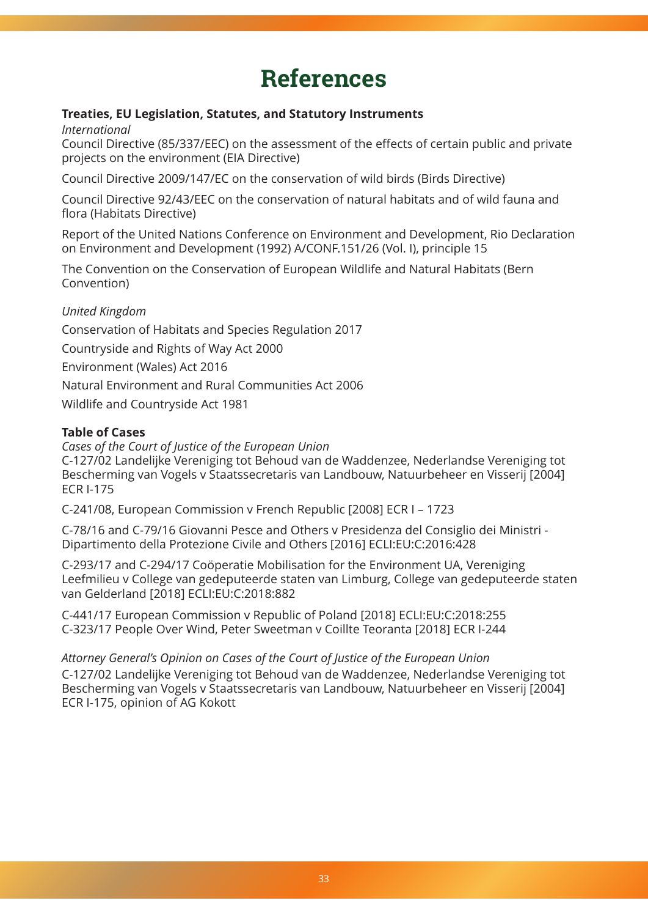# References

**Treaties, EU Legislation, Statutes, and Statutory Instruments**

*International*

Council Directive (85/337/EEC) on the assessment of the effects of certain public and private projects on the environment (EIA Directive)

Council Directive 2009/147/EC on the conservation of wild birds (Birds Directive)

Council Directive 92/43/EEC on the conservation of natural habitats and of wild fauna and flora (Habitats Directive)

Report of the United Nations Conference on Environment and Development, Rio Declaration on Environment and Development (1992) A/CONF.151/26 (Vol. I), principle 15

The Convention on the Conservation of European Wildlife and Natural Habitats (Bern Convention)

*United Kingdom*

Conservation of Habitats and Species Regulation 2017

Countryside and Rights of Way Act 2000

Environment (Wales) Act 2016

Natural Environment and Rural Communities Act 2006

Wildlife and Countryside Act 1981

**Table of Cases**

*Cases of the Court of Justice of the European Union*

C-127/02 Landelijke Vereniging tot Behoud van de Waddenzee, Nederlandse Vereniging tot Bescherming van Vogels v Staatssecretaris van Landbouw, Natuurbeheer en Visserij [2004] ECR I-175

C-241/08, European Commission v French Republic [2008] ECR I – 1723

C-78/16 and C-79/16 Giovanni Pesce and Others v Presidenza del Consiglio dei Ministri - Dipartimento della Protezione Civile and Others [2016] ECLI:EU:C:2016:428

C-293/17 and C-294/17 Coöperatie Mobilisation for the Environment UA, Vereniging Leefmilieu v College van gedeputeerde staten van Limburg, College van gedeputeerde staten van Gelderland [2018] ECLI:EU:C:2018:882

C-441/17 European Commission v Republic of Poland [2018] ECLI:EU:C:2018:255
C-323/17 People Over Wind, Peter Sweetman v Coillte Teoranta [2018] ECR I-244

*Attorney General's Opinion on Cases of the Court of Justice of the European Union*

C-127/02 Landelijke Vereniging tot Behoud van de Waddenzee, Nederlandse Vereniging tot Bescherming van Vogels v Staatssecretaris van Landbouw, Natuurbeheer en Visserij [2004] ECR I-175, opinion of AG Kokott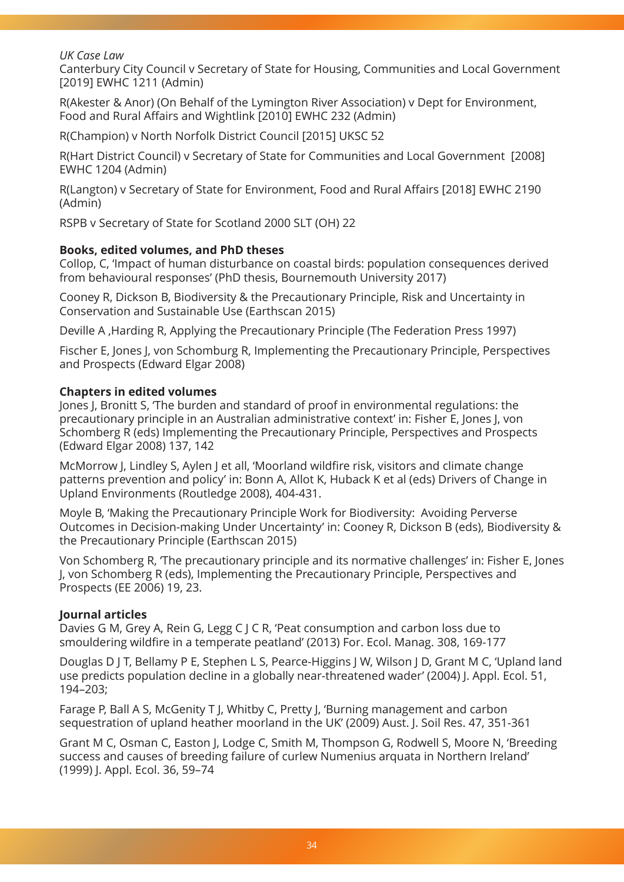*UK Case Law*

Canterbury City Council v Secretary of State for Housing, Communities and Local Government [2019] EWHC 1211 (Admin)

R(Akester & Anor) (On Behalf of the Lymington River Association) v Dept for Environment, Food and Rural Affairs and Wightlink [2010] EWHC 232 (Admin)

R(Champion) v North Norfolk District Council [2015] UKSC 52

R(Hart District Council) v Secretary of State for Communities and Local Government [2008] EWHC 1204 (Admin)

R(Langton) v Secretary of State for Environment, Food and Rural Affairs [2018] EWHC 2190 (Admin)

RSPB v Secretary of State for Scotland 2000 SLT (OH) 22

**Books, edited volumes, and PhD theses**

Collop, C, 'Impact of human disturbance on coastal birds: population consequences derived from behavioural responses' (PhD thesis, Bournemouth University 2017)

Cooney R, Dickson B, Biodiversity & the Precautionary Principle, Risk and Uncertainty in Conservation and Sustainable Use (Earthscan 2015)

Deville A ,Harding R, Applying the Precautionary Principle (The Federation Press 1997)

Fischer E, Jones J, von Schomburg R, Implementing the Precautionary Principle, Perspectives and Prospects (Edward Elgar 2008)

**Chapters in edited volumes**

Jones J, Bronitt S, 'The burden and standard of proof in environmental regulations: the precautionary principle in an Australian administrative context' in: Fisher E, Jones J, von Schomberg R (eds) Implementing the Precautionary Principle, Perspectives and Prospects (Edward Elgar 2008) 137, 142

McMorrow J, Lindley S, Aylen J et all, 'Moorland wildfire risk, visitors and climate change patterns prevention and policy' in: Bonn A, Allot K, Huback K et al (eds) Drivers of Change in Upland Environments (Routledge 2008), 404-431.

Moyle B, 'Making the Precautionary Principle Work for Biodiversity: Avoiding Perverse Outcomes in Decision-making Under Uncertainty' in: Cooney R, Dickson B (eds), Biodiversity & the Precautionary Principle (Earthscan 2015)

Von Schomberg R, 'The precautionary principle and its normative challenges' in: Fisher E, Jones J, von Schomberg R (eds), Implementing the Precautionary Principle, Perspectives and Prospects (EE 2006) 19, 23.

**Journal articles**

Davies G M, Grey A, Rein G, Legg C J C R, 'Peat consumption and carbon loss due to smouldering wildfire in a temperate peatland' (2013) For. Ecol. Manag. 308, 169-177

Douglas D J T, Bellamy P E, Stephen L S, Pearce-Higgins J W, Wilson J D, Grant M C, 'Upland land use predicts population decline in a globally near-threatened wader' (2004) J. Appl. Ecol. 51, 194–203;

Farage P, Ball A S, McGenity T J, Whitby C, Pretty J, 'Burning management and carbon sequestration of upland heather moorland in the UK' (2009) Aust. J. Soil Res. 47, 351-361

Grant M C, Osman C, Easton J, Lodge C, Smith M, Thompson G, Rodwell S, Moore N, 'Breeding success and causes of breeding failure of curlew Numenius arquata in Northern Ireland' (1999) J. Appl. Ecol. 36, 59–74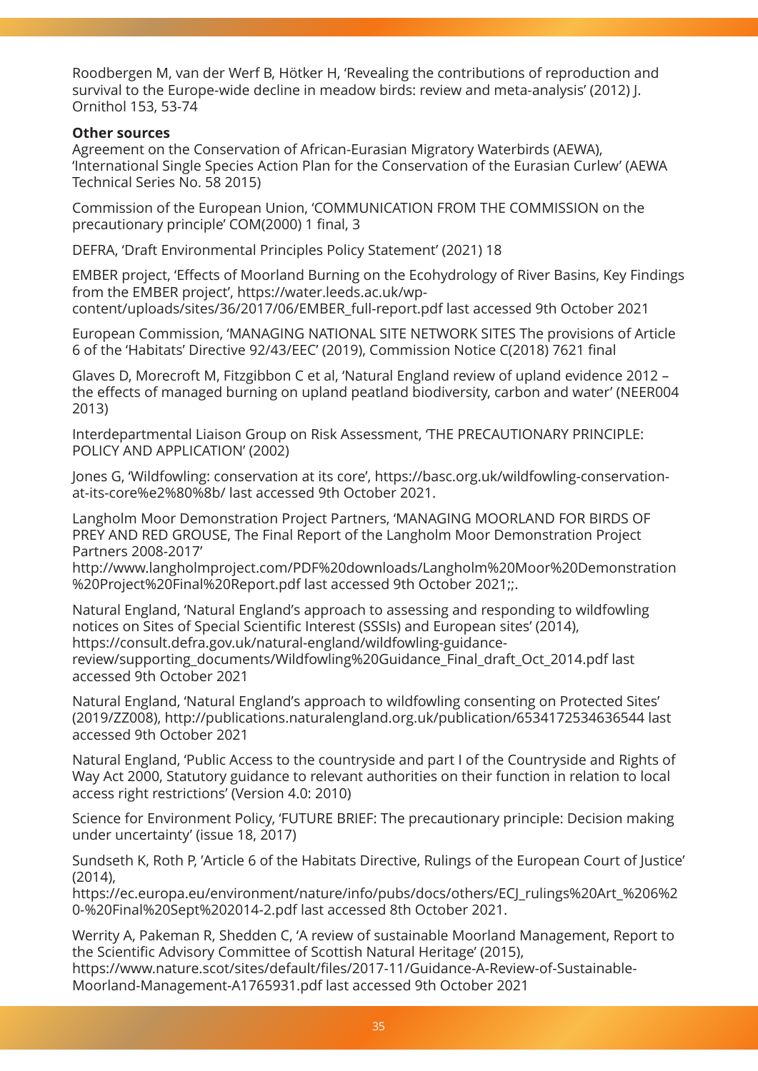Roodbergen M, van der Werf B, Hötker H, 'Revealing the contributions of reproduction and survival to the Europe-wide decline in meadow birds: review and meta-analysis' (2012) J. Ornithol 153, 53-74

**Other sources**

Agreement on the Conservation of African-Eurasian Migratory Waterbirds (AEWA), 'International Single Species Action Plan for the Conservation of the Eurasian Curlew' (AEWA Technical Series No. 58 2015)

Commission of the European Union, 'COMMUNICATION FROM THE COMMISSION on the precautionary principle' COM(2000) 1 final, 3

DEFRA, 'Draft Environmental Principles Policy Statement' (2021) 18

EMBER project, 'Effects of Moorland Burning on the Ecohydrology of River Basins, Key Findings from the EMBER project', https://water.leeds.ac.uk/wp-content/uploads/sites/36/2017/06/EMBER_full-report.pdf last accessed 9th October 2021

European Commission, 'MANAGING NATIONAL SITE NETWORK SITES The provisions of Article 6 of the 'Habitats' Directive 92/43/EEC' (2019), Commission Notice C(2018) 7621 final

Glaves D, Morecroft M, Fitzgibbon C et al, 'Natural England review of upland evidence 2012 – the effects of managed burning on upland peatland biodiversity, carbon and water' (NEER004 2013)

Interdepartmental Liaison Group on Risk Assessment, 'THE PRECAUTIONARY PRINCIPLE: POLICY AND APPLICATION' (2002)

Jones G, 'Wildfowling: conservation at its core', https://basc.org.uk/wildfowling-conservation-at-its-core%e2%80%8b/ last accessed 9th October 2021.

Langholm Moor Demonstration Project Partners, 'MANAGING MOORLAND FOR BIRDS OF PREY AND RED GROUSE, The Final Report of the Langholm Moor Demonstration Project Partners 2008-2017' http://www.langholmproject.com/PDF%20downloads/Langholm%20Moor%20Demonstration%20Project%20Final%20Report.pdf last accessed 9th October 2021;;.

Natural England, 'Natural England's approach to assessing and responding to wildfowling notices on Sites of Special Scientific Interest (SSSIs) and European sites' (2014), https://consult.defra.gov.uk/natural-england/wildfowling-guidance-review/supporting_documents/Wildfowling%20Guidance_Final_draft_Oct_2014.pdf last accessed 9th October 2021

Natural England, 'Natural England's approach to wildfowling consenting on Protected Sites' (2019/ZZ008), http://publications.naturalengland.org.uk/publication/6534172534636544 last accessed 9th October 2021

Natural England, 'Public Access to the countryside and part I of the Countryside and Rights of Way Act 2000, Statutory guidance to relevant authorities on their function in relation to local access right restrictions' (Version 4.0: 2010)

Science for Environment Policy, 'FUTURE BRIEF: The precautionary principle: Decision making under uncertainty' (issue 18, 2017)

Sundseth K, Roth P, 'Article 6 of the Habitats Directive, Rulings of the European Court of Justice' (2014), https://ec.europa.eu/environment/nature/info/pubs/docs/others/ECJ_rulings%20Art_%206%20-%20Final%20Sept%202014-2.pdf last accessed 8th October 2021.

Werrity A, Pakeman R, Shedden C, 'A review of sustainable Moorland Management, Report to the Scientific Advisory Committee of Scottish Natural Heritage' (2015), https://www.nature.scot/sites/default/files/2017-11/Guidance-A-Review-of-Sustainable-Moorland-Management-A1765931.pdf last accessed 9th October 2021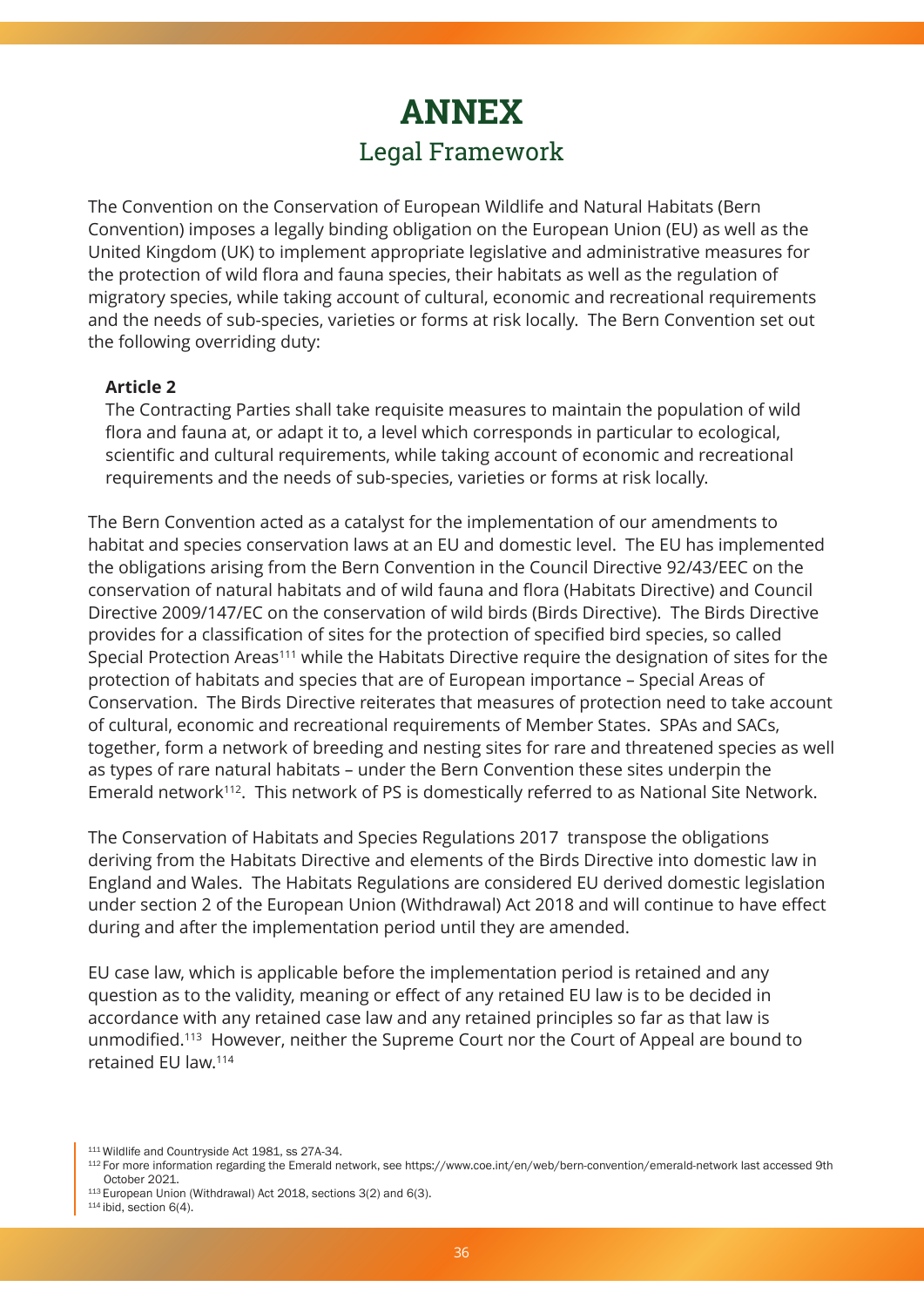# ANNEX

## Legal Framework

The Convention on the Conservation of European Wildlife and Natural Habitats (Bern Convention) imposes a legally binding obligation on the European Union (EU) as well as the United Kingdom (UK) to implement appropriate legislative and administrative measures for the protection of wild flora and fauna species, their habitats as well as the regulation of migratory species, while taking account of cultural, economic and recreational requirements and the needs of sub-species, varieties or forms at risk locally. The Bern Convention set out the following overriding duty:

> **Article 2**
> The Contracting Parties shall take requisite measures to maintain the population of wild flora and fauna at, or adapt it to, a level which corresponds in particular to ecological, scientific and cultural requirements, while taking account of economic and recreational requirements and the needs of sub-species, varieties or forms at risk locally.

The Bern Convention acted as a catalyst for the implementation of our amendments to habitat and species conservation laws at an EU and domestic level. The EU has implemented the obligations arising from the Bern Convention in the Council Directive 92/43/EEC on the conservation of natural habitats and of wild fauna and flora (Habitats Directive) and Council Directive 2009/147/EC on the conservation of wild birds (Birds Directive). The Birds Directive provides for a classification of sites for the protection of specified bird species, so called Special Protection Areas[111] while the Habitats Directive require the designation of sites for the protection of habitats and species that are of European importance – Special Areas of Conservation. The Birds Directive reiterates that measures of protection need to take account of cultural, economic and recreational requirements of Member States. SPAs and SACs, together, form a network of breeding and nesting sites for rare and threatened species as well as types of rare natural habitats – under the Bern Convention these sites underpin the Emerald network[112]. This network of PS is domestically referred to as National Site Network.

The Conservation of Habitats and Species Regulations 2017 transpose the obligations deriving from the Habitats Directive and elements of the Birds Directive into domestic law in England and Wales. The Habitats Regulations are considered EU derived domestic legislation under section 2 of the European Union (Withdrawal) Act 2018 and will continue to have effect during and after the implementation period until they are amended.

EU case law, which is applicable before the implementation period is retained and any question as to the validity, meaning or effect of any retained EU law is to be decided in accordance with any retained case law and any retained principles so far as that law is unmodified.[113] However, neither the Supreme Court nor the Court of Appeal are bound to retained EU law.[114]

[111] Wildlife and Countryside Act 1981, ss 27A-34.
[112] For more information regarding the Emerald network, see https://www.coe.int/en/web/bern-convention/emerald-network last accessed 9th October 2021.
[113] European Union (Withdrawal) Act 2018, sections 3(2) and 6(3).
[114] ibid, section 6(4).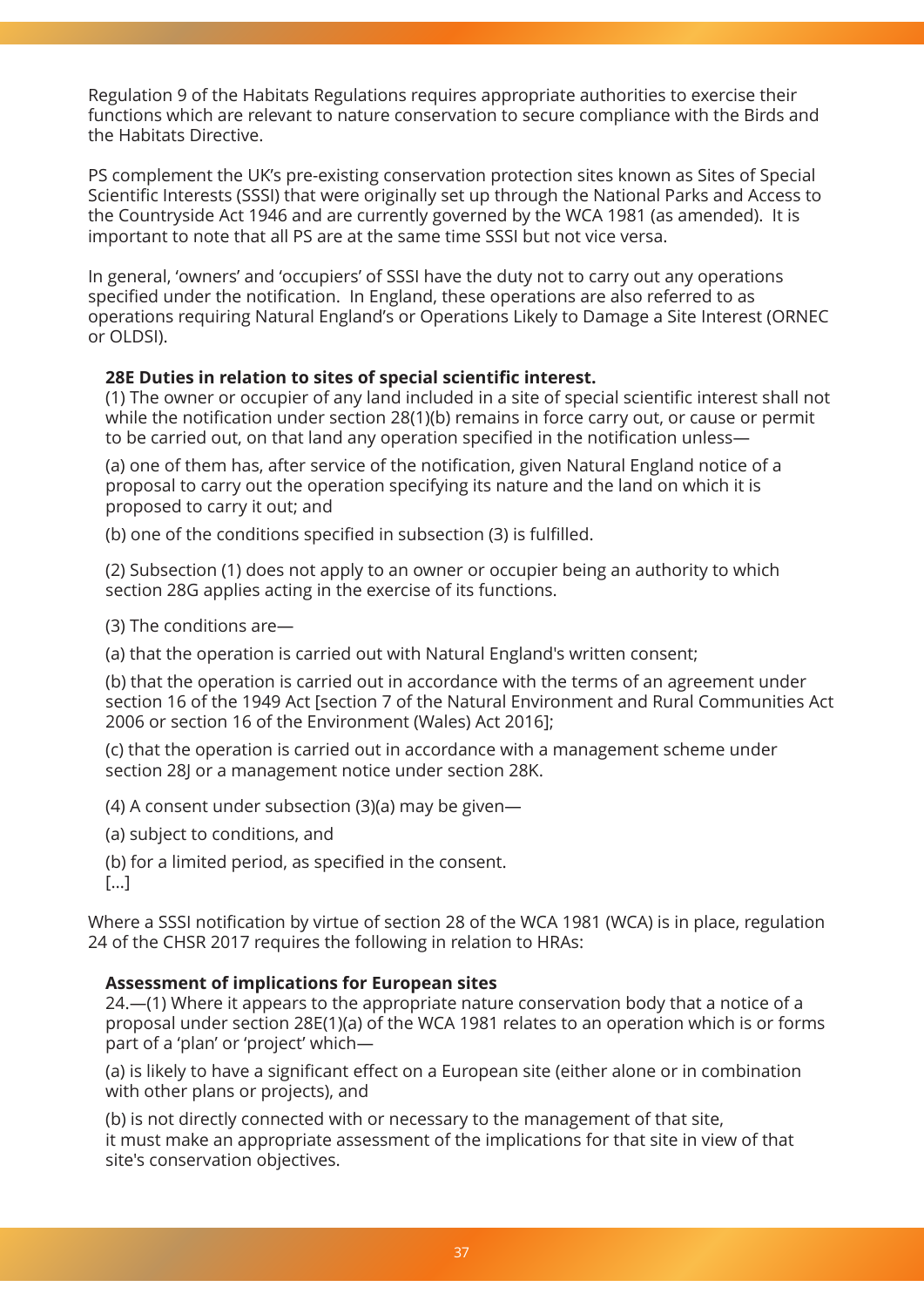Regulation 9 of the Habitats Regulations requires appropriate authorities to exercise their functions which are relevant to nature conservation to secure compliance with the Birds and the Habitats Directive.

PS complement the UK's pre-existing conservation protection sites known as Sites of Special Scientific Interests (SSSI) that were originally set up through the National Parks and Access to the Countryside Act 1946 and are currently governed by the WCA 1981 (as amended). It is important to note that all PS are at the same time SSSI but not vice versa.

In general, 'owners' and 'occupiers' of SSSI have the duty not to carry out any operations specified under the notification. In England, these operations are also referred to as operations requiring Natural England's or Operations Likely to Damage a Site Interest (ORNEC or OLDSI).

> **28E Duties in relation to sites of special scientific interest.**
> (1) The owner or occupier of any land included in a site of special scientific interest shall not while the notification under section 28(1)(b) remains in force carry out, or cause or permit to be carried out, on that land any operation specified in the notification unless—
>
> (a) one of them has, after service of the notification, given Natural England notice of a proposal to carry out the operation specifying its nature and the land on which it is proposed to carry it out; and
>
> (b) one of the conditions specified in subsection (3) is fulfilled.
>
> (2) Subsection (1) does not apply to an owner or occupier being an authority to which section 28G applies acting in the exercise of its functions.
>
> (3) The conditions are—
>
> (a) that the operation is carried out with Natural England's written consent;
>
> (b) that the operation is carried out in accordance with the terms of an agreement under section 16 of the 1949 Act [section 7 of the Natural Environment and Rural Communities Act 2006 or section 16 of the Environment (Wales) Act 2016];
>
> (c) that the operation is carried out in accordance with a management scheme under section 28J or a management notice under section 28K.
>
> (4) A consent under subsection (3)(a) may be given—
>
> (a) subject to conditions, and
>
> (b) for a limited period, as specified in the consent.
> [...]

Where a SSSI notification by virtue of section 28 of the WCA 1981 (WCA) is in place, regulation 24 of the CHSR 2017 requires the following in relation to HRAs:

> **Assessment of implications for European sites**
> 24.—(1) Where it appears to the appropriate nature conservation body that a notice of a proposal under section 28E(1)(a) of the WCA 1981 relates to an operation which is or forms part of a 'plan' or 'project' which—
>
> (a) is likely to have a significant effect on a European site (either alone or in combination with other plans or projects), and
>
> (b) is not directly connected with or necessary to the management of that site,
> it must make an appropriate assessment of the implications for that site in view of that site's conservation objectives.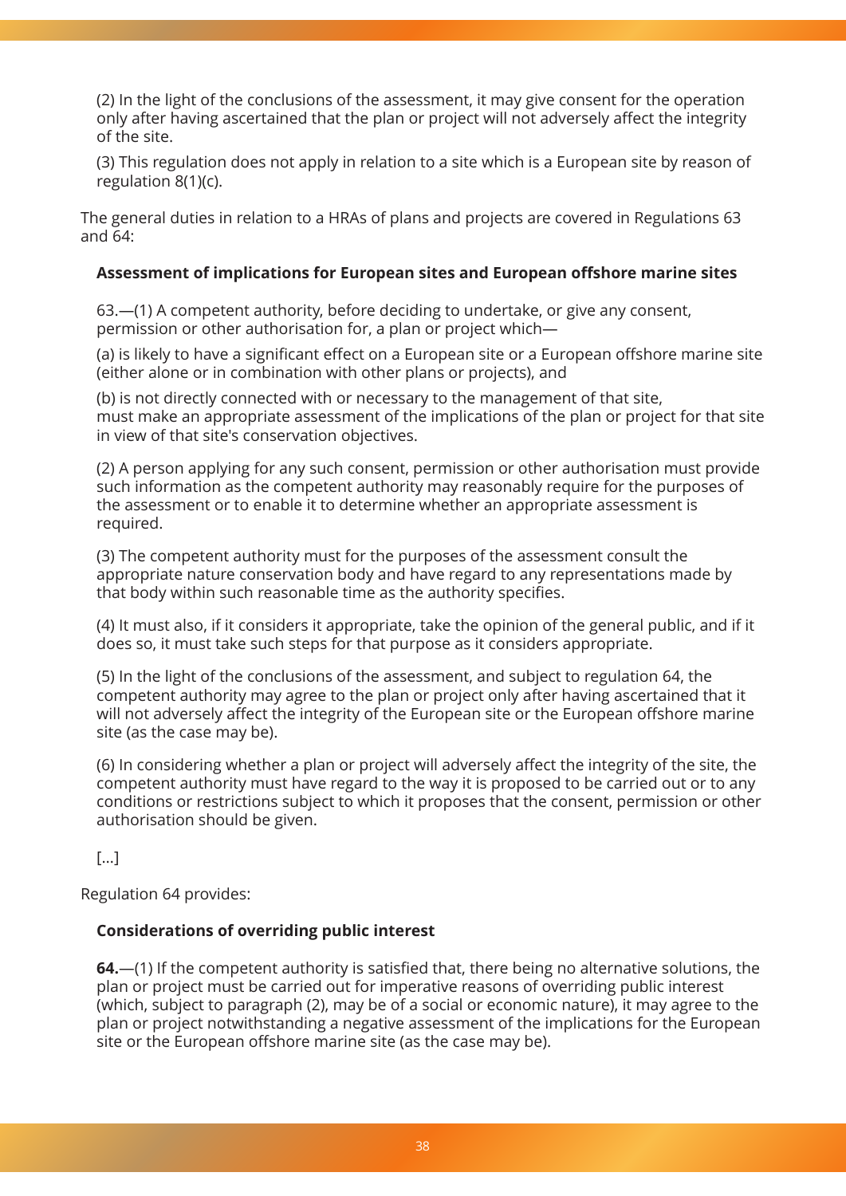(2) In the light of the conclusions of the assessment, it may give consent for the operation only after having ascertained that the plan or project will not adversely affect the integrity of the site.

(3) This regulation does not apply in relation to a site which is a European site by reason of regulation 8(1)(c).

The general duties in relation to a HRAs of plans and projects are covered in Regulations 63 and 64:

**Assessment of implications for European sites and European offshore marine sites**

63.—(1) A competent authority, before deciding to undertake, or give any consent, permission or other authorisation for, a plan or project which—

(a) is likely to have a significant effect on a European site or a European offshore marine site (either alone or in combination with other plans or projects), and

(b) is not directly connected with or necessary to the management of that site, must make an appropriate assessment of the implications of the plan or project for that site in view of that site's conservation objectives.

(2) A person applying for any such consent, permission or other authorisation must provide such information as the competent authority may reasonably require for the purposes of the assessment or to enable it to determine whether an appropriate assessment is required.

(3) The competent authority must for the purposes of the assessment consult the appropriate nature conservation body and have regard to any representations made by that body within such reasonable time as the authority specifies.

(4) It must also, if it considers it appropriate, take the opinion of the general public, and if it does so, it must take such steps for that purpose as it considers appropriate.

(5) In the light of the conclusions of the assessment, and subject to regulation 64, the competent authority may agree to the plan or project only after having ascertained that it will not adversely affect the integrity of the European site or the European offshore marine site (as the case may be).

(6) In considering whether a plan or project will adversely affect the integrity of the site, the competent authority must have regard to the way it is proposed to be carried out or to any conditions or restrictions subject to which it proposes that the consent, permission or other authorisation should be given.

[...]

Regulation 64 provides:

**Considerations of overriding public interest**

**64.**—(1) If the competent authority is satisfied that, there being no alternative solutions, the plan or project must be carried out for imperative reasons of overriding public interest (which, subject to paragraph (2), may be of a social or economic nature), it may agree to the plan or project notwithstanding a negative assessment of the implications for the European site or the European offshore marine site (as the case may be).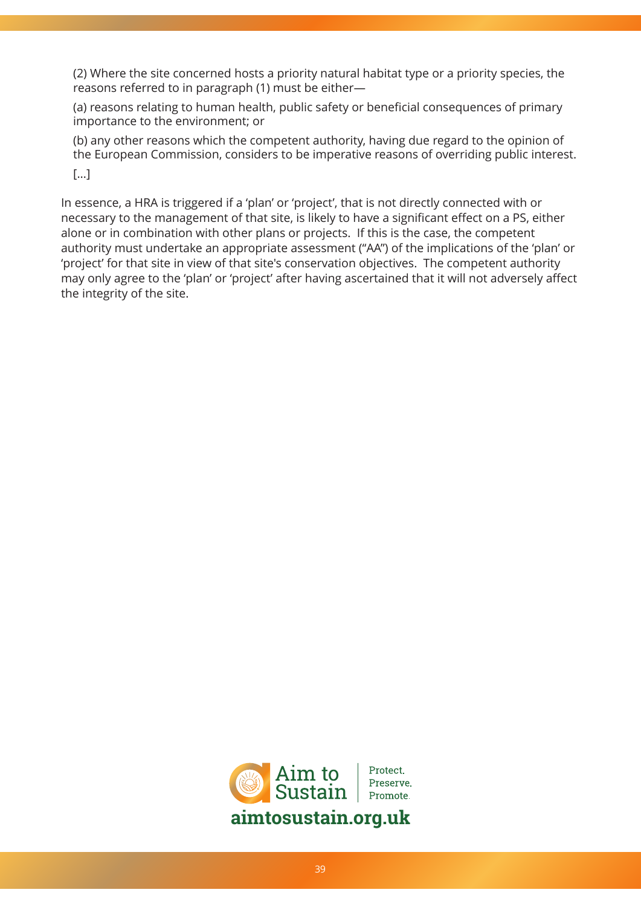(2) Where the site concerned hosts a priority natural habitat type or a priority species, the reasons referred to in paragraph (1) must be either—

(a) reasons relating to human health, public safety or beneficial consequences of primary importance to the environment; or

(b) any other reasons which the competent authority, having due regard to the opinion of the European Commission, considers to be imperative reasons of overriding public interest.

[...]

In essence, a HRA is triggered if a 'plan' or 'project', that is not directly connected with or necessary to the management of that site, is likely to have a significant effect on a PS, either alone or in combination with other plans or projects. If this is the case, the competent authority must undertake an appropriate assessment ("AA") of the implications of the 'plan' or 'project' for that site in view of that site's conservation objectives. The competent authority may only agree to the 'plan' or 'project' after having ascertained that it will not adversely affect the integrity of the site.

Aim to Sustain | Protect. Preserve. Promote.

aimtosustain.org.uk